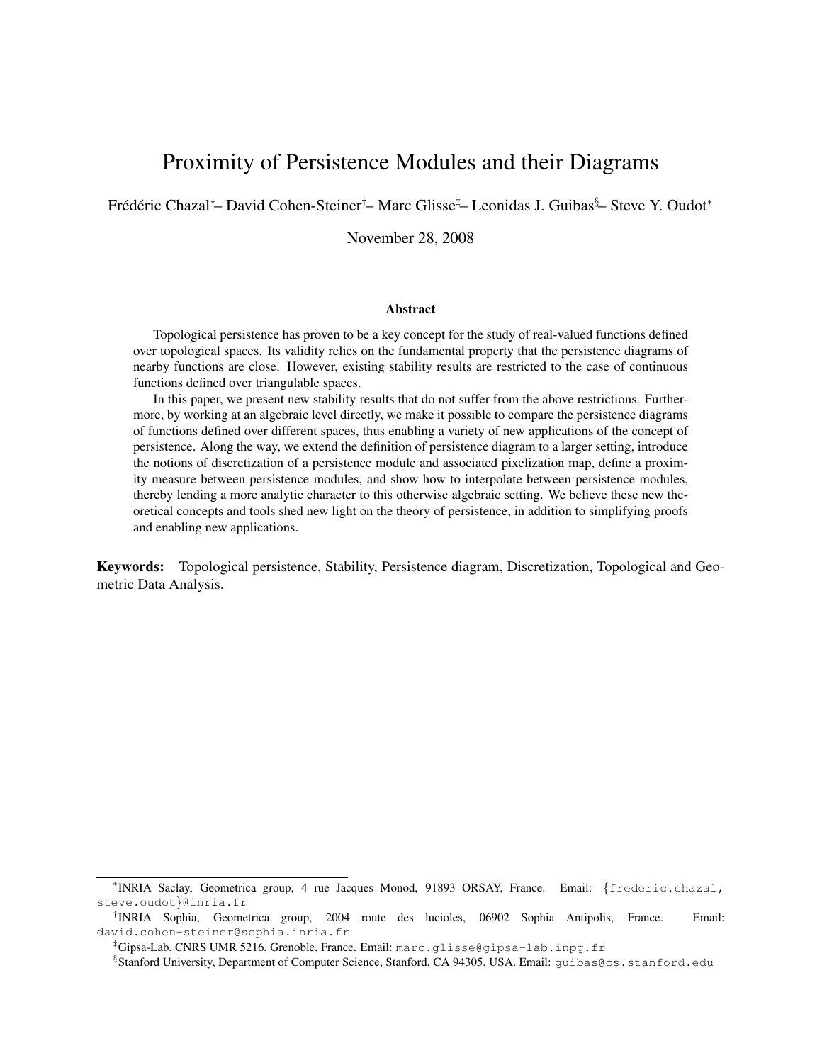# Proximity of Persistence Modules and their Diagrams

Frédéric Chazal[*]– David Cohen-Steiner[†]– Marc Glisse[‡]– Leonidas J. Guibas[§]– Steve Y. Oudot[*]

November 28, 2008

### Abstract

Topological persistence has proven to be a key concept for the study of real-valued functions defined over topological spaces. Its validity relies on the fundamental property that the persistence diagrams of nearby functions are close. However, existing stability results are restricted to the case of continuous functions defined over triangulable spaces.

In this paper, we present new stability results that do not suffer from the above restrictions. Furthermore, by working at an algebraic level directly, we make it possible to compare the persistence diagrams of functions defined over different spaces, thus enabling a variety of new applications of the concept of persistence. Along the way, we extend the definition of persistence diagram to a larger setting, introduce the notions of discretization of a persistence module and associated pixelization map, define a proximity measure between persistence modules, and show how to interpolate between persistence modules, thereby lending a more analytic character to this otherwise algebraic setting. We believe these new theoretical concepts and tools shed new light on the theory of persistence, in addition to simplifying proofs and enabling new applications.

**Keywords:** Topological persistence, Stability, Persistence diagram, Discretization, Topological and Geometric Data Analysis.

---

[*]INRIA Saclay, Geometrica group, 4 rue Jacques Monod, 91893 ORSAY, France. Email: {frederic.chazal, steve.oudot}@inria.fr

[†]INRIA Sophia, Geometrica group, 2004 route des lucioles, 06902 Sophia Antipolis, France. Email: david.cohen-steiner@sophia.inria.fr

[‡]Gipsa-Lab, CNRS UMR 5216, Grenoble, France. Email: marc.glisse@gipsa-lab.inpg.fr

[§]Stanford University, Department of Computer Science, Stanford, CA 94305, USA. Email: guibas@cs.stanford.edu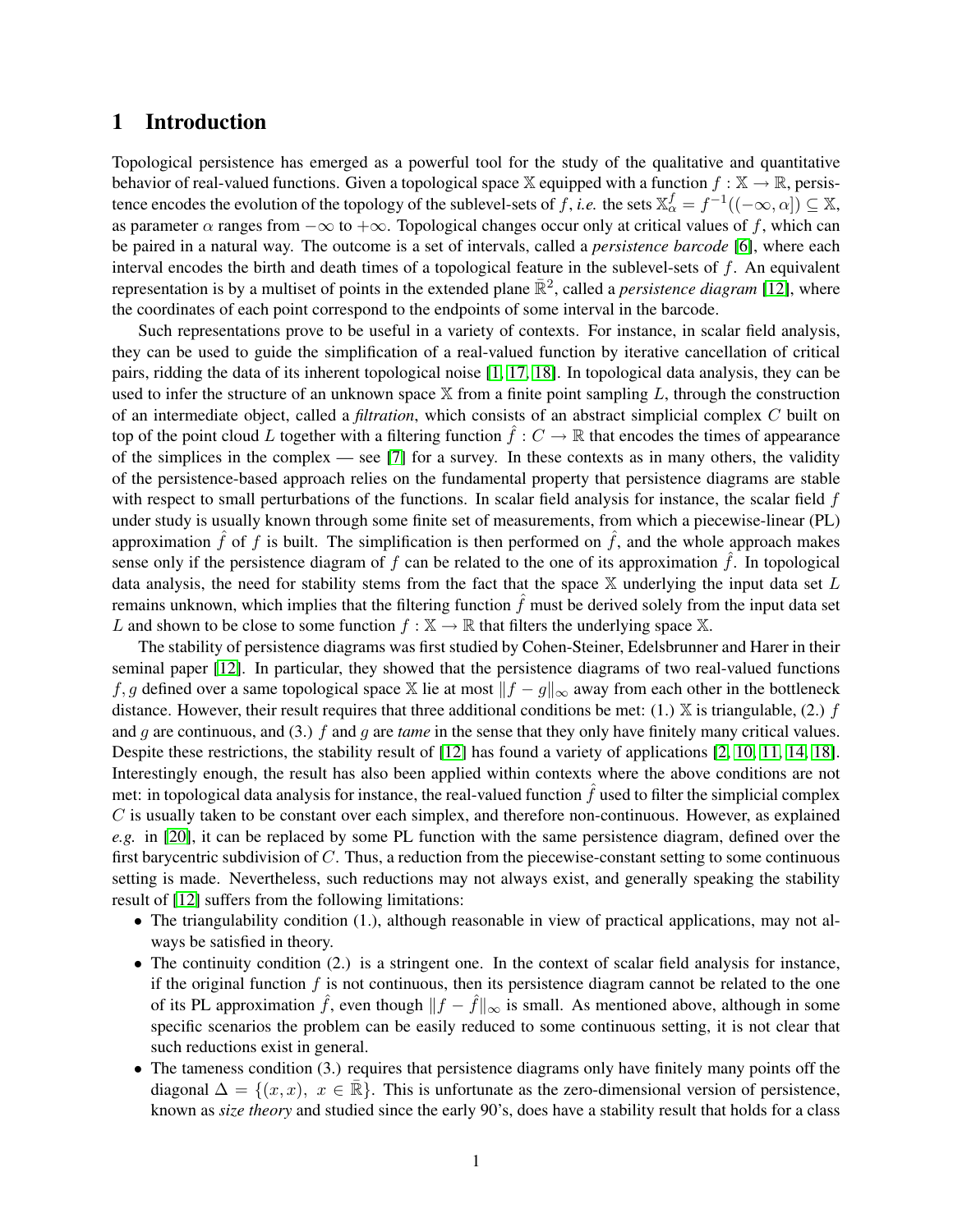# 1 Introduction

Topological persistence has emerged as a powerful tool for the study of the qualitative and quantitative behavior of real-valued functions. Given a topological space $\mathbb{X}$ equipped with a function $f : \mathbb{X} \to \mathbb{R}$, persistence encodes the evolution of the topology of the sublevel-sets of $f$, *i.e.* the sets $\mathbb{X}_\alpha^f = f^{-1}((-\infty, \alpha]) \subseteq \mathbb{X}$, as parameter $\alpha$ ranges from $-\infty$ to $+\infty$. Topological changes occur only at critical values of $f$, which can be paired in a natural way. The outcome is a set of intervals, called a *persistence barcode* [6], where each interval encodes the birth and death times of a topological feature in the sublevel-sets of $f$. An equivalent representation is by a multiset of points in the extended plane $\bar{\mathbb{R}}^2$, called a *persistence diagram* [12], where the coordinates of each point correspond to the endpoints of some interval in the barcode.

Such representations prove to be useful in a variety of contexts. For instance, in scalar field analysis, they can be used to guide the simplification of a real-valued function by iterative cancellation of critical pairs, ridding the data of its inherent topological noise [1, 17, 18]. In topological data analysis, they can be used to infer the structure of an unknown space $\mathbb{X}$ from a finite point sampling $L$, through the construction of an intermediate object, called a *filtration*, which consists of an abstract simplicial complex $C$ built on top of the point cloud $L$ together with a filtering function $\hat{f} : C \to \mathbb{R}$ that encodes the times of appearance of the simplices in the complex — see [7] for a survey. In these contexts as in many others, the validity of the persistence-based approach relies on the fundamental property that persistence diagrams are stable with respect to small perturbations of the functions. In scalar field analysis for instance, the scalar field $f$ under study is usually known through some finite set of measurements, from which a piecewise-linear (PL) approximation $\hat{f}$ of $f$ is built. The simplification is then performed on $\hat{f}$, and the whole approach makes sense only if the persistence diagram of $f$ can be related to the one of its approximation $\hat{f}$. In topological data analysis, the need for stability stems from the fact that the space $\mathbb{X}$ underlying the input data set $L$ remains unknown, which implies that the filtering function $\hat{f}$ must be derived solely from the input data set $L$ and shown to be close to some function $f : \mathbb{X} \to \mathbb{R}$ that filters the underlying space $\mathbb{X}$.

The stability of persistence diagrams was first studied by Cohen-Steiner, Edelsbrunner and Harer in their seminal paper [12]. In particular, they showed that the persistence diagrams of two real-valued functions $f, g$ defined over a same topological space $\mathbb{X}$ lie at most $\|f - g\|_\infty$ away from each other in the bottleneck distance. However, their result requires that three additional conditions be met: (1.) $\mathbb{X}$ is triangulable, (2.) $f$ and $g$ are continuous, and (3.) $f$ and $g$ are *tame* in the sense that they only have finitely many critical values. Despite these restrictions, the stability result of [12] has found a variety of applications [2, 10, 11, 14, 18]. Interestingly enough, the result has also been applied within contexts where the above conditions are not met: in topological data analysis for instance, the real-valued function $\hat{f}$ used to filter the simplicial complex $C$ is usually taken to be constant over each simplex, and therefore non-continuous. However, as explained *e.g.* in [20], it can be replaced by some PL function with the same persistence diagram, defined over the first barycentric subdivision of $C$. Thus, a reduction from the piecewise-constant setting to some continuous setting is made. Nevertheless, such reductions may not always exist, and generally speaking the stability result of [12] suffers from the following limitations:

- The triangulability condition (1.), although reasonable in view of practical applications, may not always be satisfied in theory.
- The continuity condition (2.) is a stringent one. In the context of scalar field analysis for instance, if the original function $f$ is not continuous, then its persistence diagram cannot be related to the one of its PL approximation $\hat{f}$, even though $\|f - \hat{f}\|_\infty$ is small. As mentioned above, although in some specific scenarios the problem can be easily reduced to some continuous setting, it is not clear that such reductions exist in general.
- The tameness condition (3.) requires that persistence diagrams only have finitely many points off the diagonal $\Delta = \{(x, x),\ x \in \bar{\mathbb{R}}\}$. This is unfortunate as the zero-dimensional version of persistence, known as *size theory* and studied since the early 90's, does have a stability result that holds for a class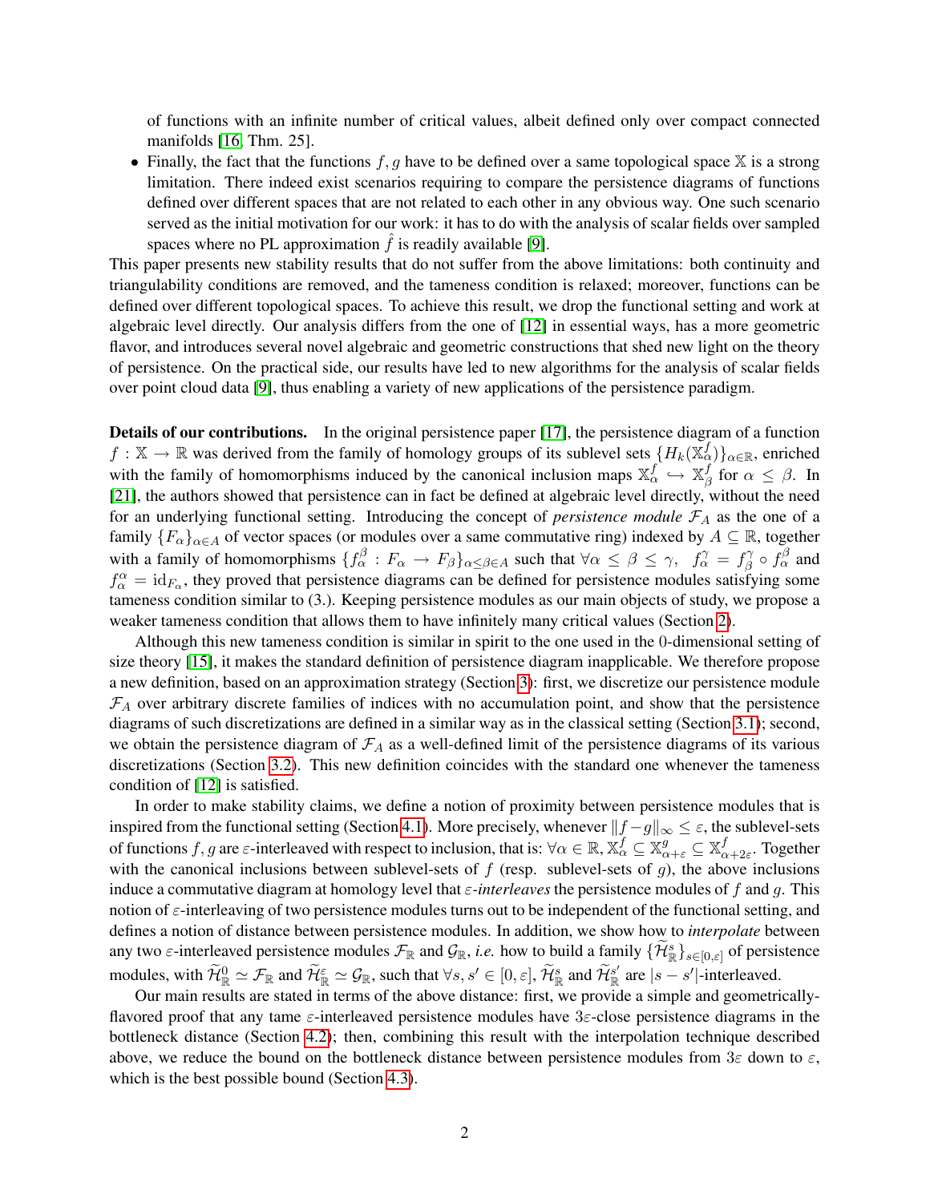of functions with an infinite number of critical values, albeit defined only over compact connected manifolds [16, Thm. 25].

- Finally, the fact that the functions $f, g$ have to be defined over a same topological space $\mathbb{X}$ is a strong limitation. There indeed exist scenarios requiring to compare the persistence diagrams of functions defined over different spaces that are not related to each other in any obvious way. One such scenario served as the initial motivation for our work: it has to do with the analysis of scalar fields over sampled spaces where no PL approximation $\hat{f}$ is readily available [9].

This paper presents new stability results that do not suffer from the above limitations: both continuity and triangulability conditions are removed, and the tameness condition is relaxed; moreover, functions can be defined over different topological spaces. To achieve this result, we drop the functional setting and work at algebraic level directly. Our analysis differs from the one of [12] in essential ways, has a more geometric flavor, and introduces several novel algebraic and geometric constructions that shed new light on the theory of persistence. On the practical side, our results have led to new algorithms for the analysis of scalar fields over point cloud data [9], thus enabling a variety of new applications of the persistence paradigm.

**Details of our contributions.** In the original persistence paper [17], the persistence diagram of a function $f : \mathbb{X} \to \mathbb{R}$ was derived from the family of homology groups of its sublevel sets $\{H_k(\mathbb{X}^f_\alpha)\}_{\alpha\in\mathbb{R}}$, enriched with the family of homomorphisms induced by the canonical inclusion maps $\mathbb{X}^f_\alpha \hookrightarrow \mathbb{X}^f_\beta$ for $\alpha \leq \beta$. In [21], the authors showed that persistence can in fact be defined at algebraic level directly, without the need for an underlying functional setting. Introducing the concept of *persistence module* $\mathcal{F}_A$ as the one of a family $\{F_\alpha\}_{\alpha\in A}$ of vector spaces (or modules over a same commutative ring) indexed by $A \subseteq \mathbb{R}$, together with a family of homomorphisms $\{f_\alpha^\beta : F_\alpha \to F_\beta\}_{\alpha\leq\beta\in A}$ such that $\forall \alpha \leq \beta \leq \gamma,\ \ f_\alpha^\gamma = f_\beta^\gamma \circ f_\alpha^\beta$ and $f_\alpha^\alpha = \mathrm{id}_{F_\alpha}$, they proved that persistence diagrams can be defined for persistence modules satisfying some tameness condition similar to (3.). Keeping persistence modules as our main objects of study, we propose a weaker tameness condition that allows them to have infinitely many critical values (Section 2).

Although this new tameness condition is similar in spirit to the one used in the 0-dimensional setting of size theory [15], it makes the standard definition of persistence diagram inapplicable. We therefore propose a new definition, based on an approximation strategy (Section 3): first, we discretize our persistence module $\mathcal{F}_A$ over arbitrary discrete families of indices with no accumulation point, and show that the persistence diagrams of such discretizations are defined in a similar way as in the classical setting (Section 3.1); second, we obtain the persistence diagram of $\mathcal{F}_A$ as a well-defined limit of the persistence diagrams of its various discretizations (Section 3.2). This new definition coincides with the standard one whenever the tameness condition of [12] is satisfied.

In order to make stability claims, we define a notion of proximity between persistence modules that is inspired from the functional setting (Section 4.1). More precisely, whenever $\|f - g\|_\infty \leq \varepsilon$, the sublevel-sets of functions $f, g$ are $\varepsilon$-interleaved with respect to inclusion, that is: $\forall \alpha \in \mathbb{R}, \mathbb{X}^f_\alpha \subseteq \mathbb{X}^g_{\alpha+\varepsilon} \subseteq \mathbb{X}^f_{\alpha+2\varepsilon}$. Together with the canonical inclusions between sublevel-sets of $f$ (resp. sublevel-sets of $g$), the above inclusions induce a commutative diagram at homology level that $\varepsilon$*-interleaves* the persistence modules of $f$ and $g$. This notion of $\varepsilon$-interleaving of two persistence modules turns out to be independent of the functional setting, and defines a notion of distance between persistence modules. In addition, we show how to *interpolate* between any two $\varepsilon$-interleaved persistence modules $\mathcal{F}_\mathbb{R}$ and $\mathcal{G}_\mathbb{R}$, *i.e.* how to build a family $\{\widetilde{\mathcal{H}}^s_\mathbb{R}\}_{s\in[0,\varepsilon]}$ of persistence modules, with $\widetilde{\mathcal{H}}^0_\mathbb{R} \simeq \mathcal{F}_\mathbb{R}$ and $\widetilde{\mathcal{H}}^\varepsilon_\mathbb{R} \simeq \mathcal{G}_\mathbb{R}$, such that $\forall s, s' \in [0, \varepsilon]$, $\widetilde{\mathcal{H}}^s_\mathbb{R}$ and $\widetilde{\mathcal{H}}^{s'}_\mathbb{R}$ are $|s - s'|$-interleaved.

Our main results are stated in terms of the above distance: first, we provide a simple and geometrically-flavored proof that any tame $\varepsilon$-interleaved persistence modules have $3\varepsilon$-close persistence diagrams in the bottleneck distance (Section 4.2); then, combining this result with the interpolation technique described above, we reduce the bound on the bottleneck distance between persistence modules from $3\varepsilon$ down to $\varepsilon$, which is the best possible bound (Section 4.3).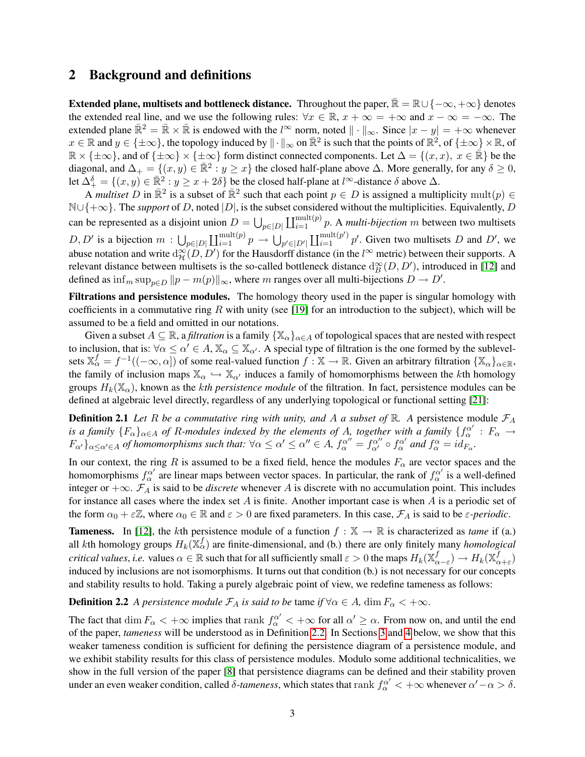## 2 Background and definitions

**Extended plane, multisets and bottleneck distance.** Throughout the paper, $\bar{\mathbb{R}} = \mathbb{R} \cup \{-\infty, +\infty\}$ denotes the extended real line, and we use the following rules: $\forall x \in \mathbb{R}$, $x + \infty = +\infty$ and $x - \infty = -\infty$. The extended plane $\bar{\mathbb{R}}^2 = \bar{\mathbb{R}} \times \bar{\mathbb{R}}$ is endowed with the $l^\infty$ norm, noted $\|\cdot\|_\infty$. Since $|x - y| = +\infty$ whenever $x \in \mathbb{R}$ and $y \in \{\pm\infty\}$, the topology induced by $\|\cdot\|_\infty$ on $\bar{\mathbb{R}}^2$ is such that the points of $\mathbb{R}^2$, of $\{\pm\infty\} \times \mathbb{R}$, of $\mathbb{R} \times \{\pm\infty\}$, and of $\{\pm\infty\} \times \{\pm\infty\}$ form distinct connected components. Let $\Delta = \{(x, x),\ x \in \bar{\mathbb{R}}\}$ be the diagonal, and $\Delta_+ = \{(x, y) \in \bar{\mathbb{R}}^2 : y \geq x\}$ the closed half-plane above $\Delta$. More generally, for any $\delta \geq 0$, let $\Delta_+^\delta = \{(x, y) \in \bar{\mathbb{R}}^2 : y \geq x + 2\delta\}$ be the closed half-plane at $l^\infty$-distance $\delta$ above $\Delta$.

A *multiset* $D$ in $\bar{\mathbb{R}}^2$ is a subset of $\bar{\mathbb{R}}^2$ such that each point $p \in D$ is assigned a multiplicity $\mathrm{mult}(p) \in \mathbb{N} \cup \{+\infty\}$. The *support* of $D$, noted $|D|$, is the subset considered without the multiplicities. Equivalently, $D$ can be represented as a disjoint union $D = \bigcup_{p \in |D|} \coprod_{i=1}^{\mathrm{mult}(p)} p$. A *multi-bijection* $m$ between two multisets $D, D'$ is a bijection $m : \bigcup_{p \in |D|} \coprod_{i=1}^{\mathrm{mult}(p)} p \to \bigcup_{p' \in |D'|} \coprod_{i=1}^{\mathrm{mult}(p')} p'$. Given two multisets $D$ and $D'$, we abuse notation and write $\mathrm{d}_{\mathcal{H}}^\infty(D, D')$ for the Hausdorff distance (in the $l^\infty$ metric) between their supports. A relevant distance between multisets is the so-called bottleneck distance $\mathrm{d}_B^\infty(D, D')$, introduced in [12] and defined as $\inf_m \sup_{p \in D} \|p - m(p)\|_\infty$, where $m$ ranges over all multi-bijections $D \to D'$.

**Filtrations and persistence modules.** The homology theory used in the paper is singular homology with coefficients in a commutative ring $R$ with unity (see [19] for an introduction to the subject), which will be assumed to be a field and omitted in our notations.

Given a subset $A \subseteq \mathbb{R}$, a *filtration* is a family $\{\mathbb{X}_\alpha\}_{\alpha \in A}$ of topological spaces that are nested with respect to inclusion, that is: $\forall \alpha \leq \alpha' \in A$, $\mathbb{X}_\alpha \subseteq \mathbb{X}_{\alpha'}$. A special type of filtration is the one formed by the sublevel-sets $\mathbb{X}_\alpha^f = f^{-1}((-\infty, \alpha])$ of some real-valued function $f : \mathbb{X} \to \mathbb{R}$. Given an arbitrary filtration $\{\mathbb{X}_\alpha\}_{\alpha \in \mathbb{R}}$, the family of inclusion maps $\mathbb{X}_\alpha \hookrightarrow \mathbb{X}_{\alpha'}$ induces a family of homomorphisms between the $k$th homology groups $H_k(\mathbb{X}_\alpha)$, known as the *kth persistence module* of the filtration. In fact, persistence modules can be defined at algebraic level directly, regardless of any underlying topological or functional setting [21]:

**Definition 2.1** *Let $R$ be a commutative ring with unity, and $A$ a subset of $\mathbb{R}$. A* persistence module $\mathcal{F}_A$ *is a family $\{F_\alpha\}_{\alpha \in A}$ of $R$-modules indexed by the elements of $A$, together with a family $\{f_\alpha^{\alpha'} : F_\alpha \to F_{\alpha'}\}_{\alpha \leq \alpha' \in A}$ of homomorphisms such that: $\forall \alpha \leq \alpha' \leq \alpha'' \in A$, $f_\alpha^{\alpha''} = f_{\alpha'}^{\alpha''} \circ f_\alpha^{\alpha'}$ and $f_\alpha^\alpha = id_{F_\alpha}$.*

In our context, the ring $R$ is assumed to be a fixed field, hence the modules $F_\alpha$ are vector spaces and the homomorphisms $f_\alpha^{\alpha'}$ are linear maps between vector spaces. In particular, the rank of $f_\alpha^{\alpha'}$ is a well-defined integer or $+\infty$. $\mathcal{F}_A$ is said to be *discrete* whenever $A$ is discrete with no accumulation point. This includes for instance all cases where the index set $A$ is finite. Another important case is when $A$ is a periodic set of the form $\alpha_0 + \varepsilon\mathbb{Z}$, where $\alpha_0 \in \mathbb{R}$ and $\varepsilon > 0$ are fixed parameters. In this case, $\mathcal{F}_A$ is said to be *$\varepsilon$-periodic*.

**Tameness.** In [12], the $k$th persistence module of a function $f : \mathbb{X} \to \mathbb{R}$ is characterized as *tame* if (a.) all $k$th homology groups $H_k(\mathbb{X}_\alpha^f)$ are finite-dimensional, and (b.) there are only finitely many *homological critical values*, *i.e.* values $\alpha \in \mathbb{R}$ such that for all sufficiently small $\varepsilon > 0$ the maps $H_k(\mathbb{X}_{\alpha-\varepsilon}^f) \to H_k(\mathbb{X}_{\alpha+\varepsilon}^f)$ induced by inclusions are not isomorphisms. It turns out that condition (b.) is not necessary for our concepts and stability results to hold. Taking a purely algebraic point of view, we redefine tameness as follows:

**Definition 2.2** *A persistence module $\mathcal{F}_A$ is said to be* tame *if $\forall \alpha \in A$, $\dim F_\alpha < +\infty$.*

The fact that $\dim F_\alpha < +\infty$ implies that $\mathrm{rank}\ f_\alpha^{\alpha'} < +\infty$ for all $\alpha' \geq \alpha$. From now on, and until the end of the paper, *tameness* will be understood as in Definition 2.2. In Sections 3 and 4 below, we show that this weaker tameness condition is sufficient for defining the persistence diagram of a persistence module, and we exhibit stability results for this class of persistence modules. Modulo some additional technicalities, we show in the full version of the paper [8] that persistence diagrams can be defined and their stability proven under an even weaker condition, called *$\delta$-tameness*, which states that $\mathrm{rank}\ f_\alpha^{\alpha'} < +\infty$ whenever $\alpha' - \alpha > \delta$.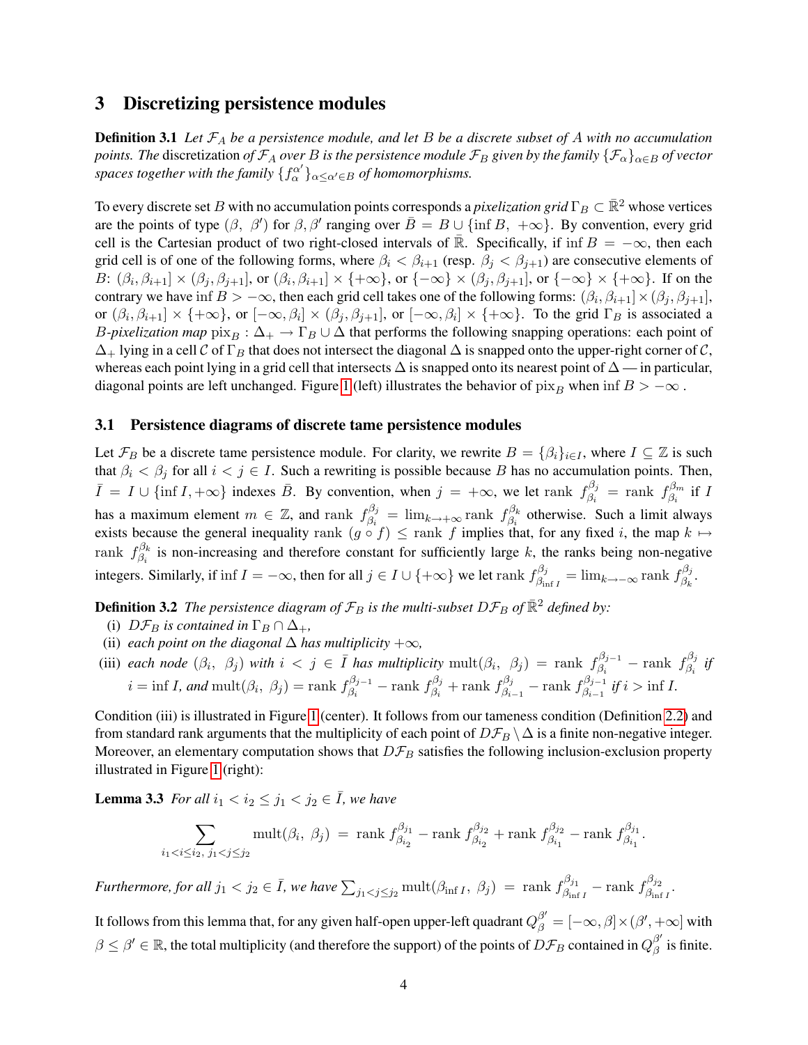# 3 Discretizing persistence modules

**Definition 3.1** *Let $\mathcal{F}_A$ be a persistence module, and let $B$ be a discrete subset of $A$ with no accumulation points. The* discretization *of $\mathcal{F}_A$ over $B$ is the persistence module $\mathcal{F}_B$ given by the family $\{\mathcal{F}_\alpha\}_{\alpha \in B}$ of vector spaces together with the family $\{f_\alpha^{\alpha'}\}_{\alpha \leq \alpha' \in B}$ of homomorphisms.*

To every discrete set $B$ with no accumulation points corresponds a *pixelization grid* $\Gamma_B \subset \bar{\mathbb{R}}^2$ whose vertices are the points of type $(\beta,\ \beta')$ for $\beta, \beta'$ ranging over $\bar{B} = B \cup \{\inf B,\ +\infty\}$. By convention, every grid cell is the Cartesian product of two right-closed intervals of $\bar{\mathbb{R}}$. Specifically, if $\inf B = -\infty$, then each grid cell is of one of the following forms, where $\beta_i < \beta_{i+1}$ (resp. $\beta_j < \beta_{j+1}$) are consecutive elements of $B$: $(\beta_i, \beta_{i+1}] \times (\beta_j, \beta_{j+1}]$, or $(\beta_i, \beta_{i+1}] \times \{+\infty\}$, or $\{-\infty\} \times (\beta_j, \beta_{j+1}]$, or $\{-\infty\} \times \{+\infty\}$. If on the contrary we have $\inf B > -\infty$, then each grid cell takes one of the following forms: $(\beta_i, \beta_{i+1}] \times (\beta_j, \beta_{j+1}]$, or $(\beta_i, \beta_{i+1}] \times \{+\infty\}$, or $[-\infty, \beta_i] \times (\beta_j, \beta_{j+1}]$, or $[-\infty, \beta_i] \times \{+\infty\}$. To the grid $\Gamma_B$ is associated a *$B$-pixelization map* $\mathrm{pix}_B : \Delta_+ \to \Gamma_B \cup \Delta$ that performs the following snapping operations: each point of $\Delta_+$ lying in a cell $\mathcal{C}$ of $\Gamma_B$ that does not intersect the diagonal $\Delta$ is snapped onto the upper-right corner of $\mathcal{C}$, whereas each point lying in a grid cell that intersects $\Delta$ is snapped onto its nearest point of $\Delta$ — in particular, diagonal points are left unchanged. Figure 1 (left) illustrates the behavior of $\mathrm{pix}_B$ when $\inf B > -\infty$ .

## 3.1 Persistence diagrams of discrete tame persistence modules

Let $\mathcal{F}_B$ be a discrete tame persistence module. For clarity, we rewrite $B = \{\beta_i\}_{i \in I}$, where $I \subseteq \mathbb{Z}$ is such that $\beta_i < \beta_j$ for all $i < j \in I$. Such a rewriting is possible because $B$ has no accumulation points. Then, $\bar{I} = I \cup \{\inf I, +\infty\}$ indexes $\bar{B}$. By convention, when $j = +\infty$, we let $\mathrm{rank}\ f_{\beta_i}^{\beta_j} = \mathrm{rank}\ f_{\beta_i}^{\beta_m}$ if $I$ has a maximum element $m \in \mathbb{Z}$, and $\mathrm{rank}\ f_{\beta_i}^{\beta_j} = \lim_{k \to +\infty} \mathrm{rank}\ f_{\beta_i}^{\beta_k}$ otherwise. Such a limit always exists because the general inequality $\mathrm{rank}\ (g \circ f) \leq \mathrm{rank}\ f$ implies that, for any fixed $i$, the map $k \mapsto \mathrm{rank}\ f_{\beta_i}^{\beta_k}$ is non-increasing and therefore constant for sufficiently large $k$, the ranks being non-negative integers. Similarly, if $\inf I = -\infty$, then for all $j \in I \cup \{+\infty\}$ we let $\mathrm{rank}\ f_{\beta_{\inf I}}^{\beta_j} = \lim_{k \to -\infty} \mathrm{rank}\ f_{\beta_k}^{\beta_j}$.

**Definition 3.2** *The persistence diagram of $\mathcal{F}_B$ is the multi-subset $D\mathcal{F}_B$ of $\bar{\mathbb{R}}^2$ defined by:*

- (i) *$D\mathcal{F}_B$ is contained in $\Gamma_B \cap \Delta_+$,*
- (ii) *each point on the diagonal $\Delta$ has multiplicity $+\infty$,*
- (iii) *each node $(\beta_i,\ \beta_j)$ with $i < j \in \bar{I}$ has multiplicity $\mathrm{mult}(\beta_i,\ \beta_j) = \mathrm{rank}\ f_{\beta_i}^{\beta_{j-1}} - \mathrm{rank}\ f_{\beta_i}^{\beta_j}$ if $i = \inf I$, and $\mathrm{mult}(\beta_i,\ \beta_j) = \mathrm{rank}\ f_{\beta_i}^{\beta_{j-1}} - \mathrm{rank}\ f_{\beta_i}^{\beta_j} + \mathrm{rank}\ f_{\beta_{i-1}}^{\beta_j} - \mathrm{rank}\ f_{\beta_{i-1}}^{\beta_{j-1}}$ if $i > \inf I$.*

Condition (iii) is illustrated in Figure 1 (center). It follows from our tameness condition (Definition 2.2) and from standard rank arguments that the multiplicity of each point of $D\mathcal{F}_B \setminus \Delta$ is a finite non-negative integer. Moreover, an elementary computation shows that $D\mathcal{F}_B$ satisfies the following inclusion-exclusion property illustrated in Figure 1 (right):

**Lemma 3.3** *For all $i_1 < i_2 \leq j_1 < j_2 \in \bar{I}$, we have*

$$\sum_{i_1 < i \leq i_2,\ j_1 < j \leq j_2} \mathrm{mult}(\beta_i,\ \beta_j) \ = \ \mathrm{rank}\ f_{\beta_{i_2}}^{\beta_{j_1}} - \mathrm{rank}\ f_{\beta_{i_2}}^{\beta_{j_2}} + \mathrm{rank}\ f_{\beta_{i_1}}^{\beta_{j_2}} - \mathrm{rank}\ f_{\beta_{i_1}}^{\beta_{j_1}}.$$

*Furthermore, for all $j_1 < j_2 \in \bar{I}$, we have $\sum_{j_1 < j \leq j_2} \mathrm{mult}(\beta_{\inf I},\ \beta_j) \ = \ \mathrm{rank}\ f_{\beta_{\inf I}}^{\beta_{j_1}} - \mathrm{rank}\ f_{\beta_{\inf I}}^{\beta_{j_2}}$.*

It follows from this lemma that, for any given half-open upper-left quadrant $Q_\beta^{\beta'} = [-\infty, \beta] \times (\beta', +\infty]$ with $\beta \leq \beta' \in \mathbb{R}$, the total multiplicity (and therefore the support) of the points of $D\mathcal{F}_B$ contained in $Q_\beta^{\beta'}$ is finite.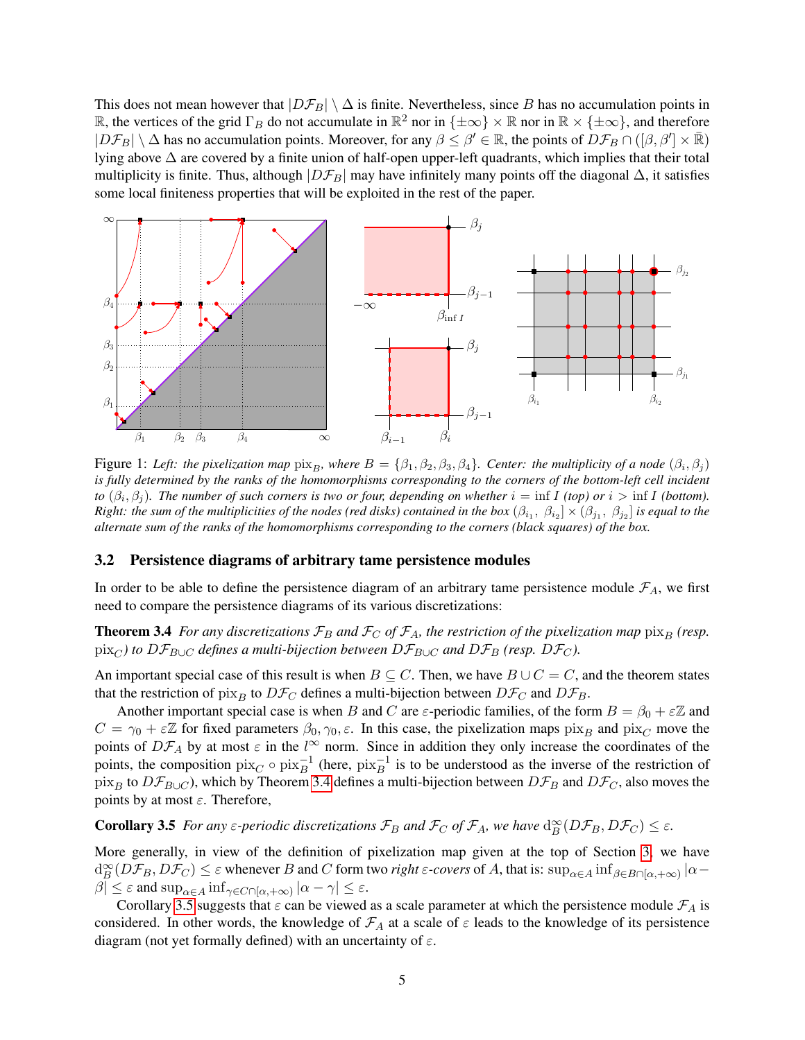This does not mean however that $|D\mathcal{F}_B| \setminus \Delta$ is finite. Nevertheless, since $B$ has no accumulation points in $\mathbb{R}$, the vertices of the grid $\Gamma_B$ do not accumulate in $\mathbb{R}^2$ nor in $\{\pm\infty\} \times \mathbb{R}$ nor in $\mathbb{R} \times \{\pm\infty\}$, and therefore $|D\mathcal{F}_B| \setminus \Delta$ has no accumulation points. Moreover, for any $\beta \leq \beta' \in \mathbb{R}$, the points of $D\mathcal{F}_B \cap ([\beta, \beta'] \times \bar{\mathbb{R}})$ lying above $\Delta$ are covered by a finite union of half-open upper-left quadrants, which implies that their total multiplicity is finite. Thus, although $|D\mathcal{F}_B|$ may have infinitely many points off the diagonal $\Delta$, it satisfies some local finiteness properties that will be exploited in the rest of the paper.

Figure 1: *Left: the pixelization map* $\mathrm{pix}_B$*, where* $B = \{\beta_1, \beta_2, \beta_3, \beta_4\}$*. Center: the multiplicity of a node* $(\beta_i, \beta_j)$ *is fully determined by the ranks of the homomorphisms corresponding to the corners of the bottom-left cell incident to* $(\beta_i, \beta_j)$*. The number of such corners is two or four, depending on whether* $i = \inf I$ *(top) or* $i > \inf I$ *(bottom). Right: the sum of the multiplicities of the nodes (red disks) contained in the box* $(\beta_{i_1}, \beta_{i_2}] \times (\beta_{j_1}, \beta_{j_2}]$ *is equal to the alternate sum of the ranks of the homomorphisms corresponding to the corners (black squares) of the box.*

### 3.2 Persistence diagrams of arbitrary tame persistence modules

In order to be able to define the persistence diagram of an arbitrary tame persistence module $\mathcal{F}_A$, we first need to compare the persistence diagrams of its various discretizations:

**Theorem 3.4** *For any discretizations* $\mathcal{F}_B$ *and* $\mathcal{F}_C$ *of* $\mathcal{F}_A$*, the restriction of the pixelization map* $\mathrm{pix}_B$ *(resp.* $\mathrm{pix}_C$*) to* $D\mathcal{F}_{B\cup C}$ *defines a multi-bijection between* $D\mathcal{F}_{B\cup C}$ *and* $D\mathcal{F}_B$ *(resp.* $D\mathcal{F}_C$*).*

An important special case of this result is when $B \subseteq C$. Then, we have $B \cup C = C$, and the theorem states that the restriction of $\mathrm{pix}_B$ to $D\mathcal{F}_C$ defines a multi-bijection between $D\mathcal{F}_C$ and $D\mathcal{F}_B$.

Another important special case is when $B$ and $C$ are $\varepsilon$-periodic families, of the form $B = \beta_0 + \varepsilon\mathbb{Z}$ and $C = \gamma_0 + \varepsilon\mathbb{Z}$ for fixed parameters $\beta_0, \gamma_0, \varepsilon$. In this case, the pixelization maps $\mathrm{pix}_B$ and $\mathrm{pix}_C$ move the points of $D\mathcal{F}_A$ by at most $\varepsilon$ in the $l^\infty$ norm. Since in addition they only increase the coordinates of the points, the composition $\mathrm{pix}_C \circ \mathrm{pix}_B^{-1}$ (here, $\mathrm{pix}_B^{-1}$ is to be understood as the inverse of the restriction of $\mathrm{pix}_B$ to $D\mathcal{F}_{B\cup C}$), which by Theorem 3.4 defines a multi-bijection between $D\mathcal{F}_B$ and $D\mathcal{F}_C$, also moves the points by at most $\varepsilon$. Therefore,

**Corollary 3.5** *For any* $\varepsilon$*-periodic discretizations* $\mathcal{F}_B$ *and* $\mathcal{F}_C$ *of* $\mathcal{F}_A$*, we have* $\mathrm{d}_B^\infty(D\mathcal{F}_B, D\mathcal{F}_C) \leq \varepsilon$*.*

More generally, in view of the definition of pixelization map given at the top of Section 3, we have $\mathrm{d}_B^\infty(D\mathcal{F}_B, D\mathcal{F}_C) \leq \varepsilon$ whenever $B$ and $C$ form two *right* $\varepsilon$*-covers* of $A$, that is: $\sup_{\alpha\in A} \inf_{\beta\in B\cap[\alpha,+\infty)} |\alpha - \beta| \leq \varepsilon$ and $\sup_{\alpha\in A} \inf_{\gamma\in C\cap[\alpha,+\infty)} |\alpha - \gamma| \leq \varepsilon$.

Corollary 3.5 suggests that $\varepsilon$ can be viewed as a scale parameter at which the persistence module $\mathcal{F}_A$ is considered. In other words, the knowledge of $\mathcal{F}_A$ at a scale of $\varepsilon$ leads to the knowledge of its persistence diagram (not yet formally defined) with an uncertainty of $\varepsilon$.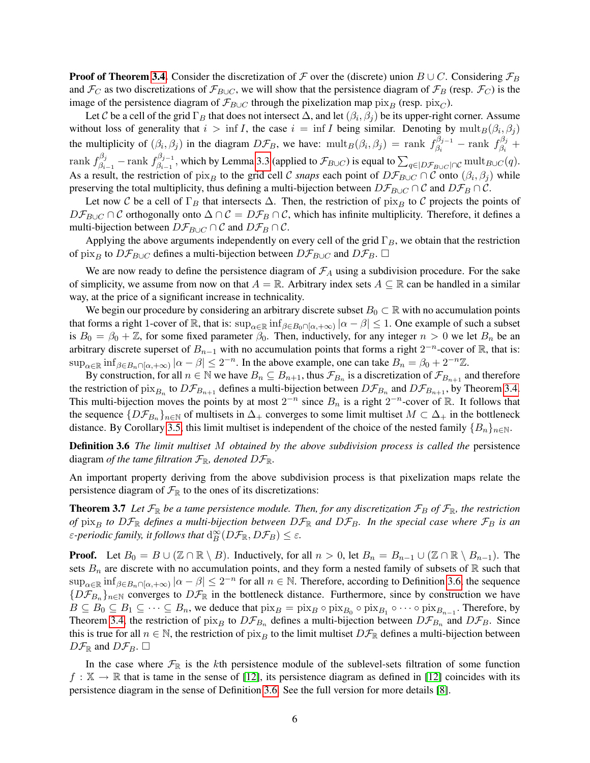**Proof of Theorem 3.4.** Consider the discretization of $\mathcal{F}$ over the (discrete) union $B \cup C$. Considering $\mathcal{F}_B$ and $\mathcal{F}_C$ as two discretizations of $\mathcal{F}_{B\cup C}$, we will show that the persistence diagram of $\mathcal{F}_B$ (resp. $\mathcal{F}_C$) is the image of the persistence diagram of $\mathcal{F}_{B\cup C}$ through the pixelization map $\mathrm{pix}_B$ (resp. $\mathrm{pix}_C$).

Let $\mathcal{C}$ be a cell of the grid $\Gamma_B$ that does not intersect $\Delta$, and let $(\beta_i, \beta_j)$ be its upper-right corner. Assume without loss of generality that $i > \inf I$, the case $i = \inf I$ being similar. Denoting by $\mathrm{mult}_B(\beta_i, \beta_j)$ the multiplicity of $(\beta_i, \beta_j)$ in the diagram $D\mathcal{F}_B$, we have: $\mathrm{mult}_B(\beta_i, \beta_j) = \mathrm{rank}\ f_{\beta_i}^{\beta_{j-1}} - \mathrm{rank}\ f_{\beta_i}^{\beta_j} + \mathrm{rank}\ f_{\beta_{i-1}}^{\beta_j} - \mathrm{rank}\ f_{\beta_{i-1}}^{\beta_{j-1}}$, which by Lemma 3.3 (applied to $\mathcal{F}_{B\cup C}$) is equal to $\sum_{q\in|D\mathcal{F}_{B\cup C}|\cap\mathcal{C}} \mathrm{mult}_{B\cup C}(q)$. As a result, the restriction of $\mathrm{pix}_B$ to the grid cell $\mathcal{C}$ *snaps* each point of $D\mathcal{F}_{B\cup C} \cap \mathcal{C}$ onto $(\beta_i, \beta_j)$ while preserving the total multiplicity, thus defining a multi-bijection between $D\mathcal{F}_{B\cup C} \cap \mathcal{C}$ and $D\mathcal{F}_B \cap \mathcal{C}$.

Let now $\mathcal{C}$ be a cell of $\Gamma_B$ that intersects $\Delta$. Then, the restriction of $\mathrm{pix}_B$ to $\mathcal{C}$ projects the points of $D\mathcal{F}_{B\cup C} \cap \mathcal{C}$ orthogonally onto $\Delta \cap \mathcal{C} = D\mathcal{F}_B \cap \mathcal{C}$, which has infinite multiplicity. Therefore, it defines a multi-bijection between $D\mathcal{F}_{B\cup C} \cap \mathcal{C}$ and $D\mathcal{F}_B \cap \mathcal{C}$.

Applying the above arguments independently on every cell of the grid $\Gamma_B$, we obtain that the restriction of $\mathrm{pix}_B$ to $D\mathcal{F}_{B\cup C}$ defines a multi-bijection between $D\mathcal{F}_{B\cup C}$ and $D\mathcal{F}_B$. □

We are now ready to define the persistence diagram of $\mathcal{F}_A$ using a subdivision procedure. For the sake of simplicity, we assume from now on that $A = \mathbb{R}$. Arbitrary index sets $A \subseteq \mathbb{R}$ can be handled in a similar way, at the price of a significant increase in technicality.

We begin our procedure by considering an arbitrary discrete subset $B_0 \subset \mathbb{R}$ with no accumulation points that forms a right 1-cover of $\mathbb{R}$, that is: $\sup_{\alpha\in\mathbb{R}} \inf_{\beta\in B_0\cap[\alpha,+\infty)} |\alpha - \beta| \leq 1$. One example of such a subset is $B_0 = \beta_0 + \mathbb{Z}$, for some fixed parameter $\beta_0$. Then, inductively, for any integer $n > 0$ we let $B_n$ be an arbitrary discrete superset of $B_{n-1}$ with no accumulation points that forms a right $2^{-n}$-cover of $\mathbb{R}$, that is: $\sup_{\alpha\in\mathbb{R}} \inf_{\beta\in B_n\cap[\alpha,+\infty)} |\alpha - \beta| \leq 2^{-n}$. In the above example, one can take $B_n = \beta_0 + 2^{-n}\mathbb{Z}$.

By construction, for all $n \in \mathbb{N}$ we have $B_n \subseteq B_{n+1}$, thus $\mathcal{F}_{B_n}$ is a discretization of $\mathcal{F}_{B_{n+1}}$ and therefore the restriction of $\mathrm{pix}_{B_n}$ to $D\mathcal{F}_{B_{n+1}}$ defines a multi-bijection between $D\mathcal{F}_{B_n}$ and $D\mathcal{F}_{B_{n+1}}$, by Theorem 3.4. This multi-bijection moves the points by at most $2^{-n}$ since $B_n$ is a right $2^{-n}$-cover of $\mathbb{R}$. It follows that the sequence $\{D\mathcal{F}_{B_n}\}_{n\in\mathbb{N}}$ of multisets in $\Delta_+$ converges to some limit multiset $M \subset \Delta_+$ in the bottleneck distance. By Corollary 3.5, this limit multiset is independent of the choice of the nested family $\{B_n\}_{n\in\mathbb{N}}$.

**Definition 3.6** *The limit multiset $M$ obtained by the above subdivision process is called the* persistence diagram *of the tame filtration $\mathcal{F}_\mathbb{R}$, denoted $D\mathcal{F}_\mathbb{R}$.*

An important property deriving from the above subdivision process is that pixelization maps relate the persistence diagram of $\mathcal{F}_\mathbb{R}$ to the ones of its discretizations:

**Theorem 3.7** *Let $\mathcal{F}_\mathbb{R}$ be a tame persistence module. Then, for any discretization $\mathcal{F}_B$ of $\mathcal{F}_\mathbb{R}$, the restriction of $\mathrm{pix}_B$ to $D\mathcal{F}_\mathbb{R}$ defines a multi-bijection between $D\mathcal{F}_\mathbb{R}$ and $D\mathcal{F}_B$. In the special case where $\mathcal{F}_B$ is an $\varepsilon$-periodic family, it follows that $\mathrm{d}_B^\infty(D\mathcal{F}_\mathbb{R}, D\mathcal{F}_B) \leq \varepsilon$.*

**Proof.** Let $B_0 = B \cup (\mathbb{Z} \cap \mathbb{R} \setminus B)$. Inductively, for all $n > 0$, let $B_n = B_{n-1} \cup (\mathbb{Z} \cap \mathbb{R} \setminus B_{n-1})$. The sets $B_n$ are discrete with no accumulation points, and they form a nested family of subsets of $\mathbb{R}$ such that $\sup_{\alpha\in\mathbb{R}} \inf_{\beta\in B_n\cap[\alpha,+\infty)} |\alpha - \beta| \leq 2^{-n}$ for all $n \in \mathbb{N}$. Therefore, according to Definition 3.6, the sequence $\{D\mathcal{F}_{B_n}\}_{n\in\mathbb{N}}$ converges to $D\mathcal{F}_\mathbb{R}$ in the bottleneck distance. Furthermore, since by construction we have $B \subseteq B_0 \subseteq B_1 \subseteq \cdots \subseteq B_n$, we deduce that $\mathrm{pix}_B = \mathrm{pix}_B \circ \mathrm{pix}_{B_0} \circ \mathrm{pix}_{B_1} \circ \cdots \circ \mathrm{pix}_{B_{n-1}}$. Therefore, by Theorem 3.4, the restriction of $\mathrm{pix}_B$ to $D\mathcal{F}_{B_n}$ defines a multi-bijection between $D\mathcal{F}_{B_n}$ and $D\mathcal{F}_B$. Since this is true for all $n \in \mathbb{N}$, the restriction of $\mathrm{pix}_B$ to the limit multiset $D\mathcal{F}_\mathbb{R}$ defines a multi-bijection between $D\mathcal{F}_\mathbb{R}$ and $D\mathcal{F}_B$. □

In the case where $\mathcal{F}_\mathbb{R}$ is the $k$th persistence module of the sublevel-sets filtration of some function $f : \mathbb{X} \to \mathbb{R}$ that is tame in the sense of [12], its persistence diagram as defined in [12] coincides with its persistence diagram in the sense of Definition 3.6. See the full version for more details [8].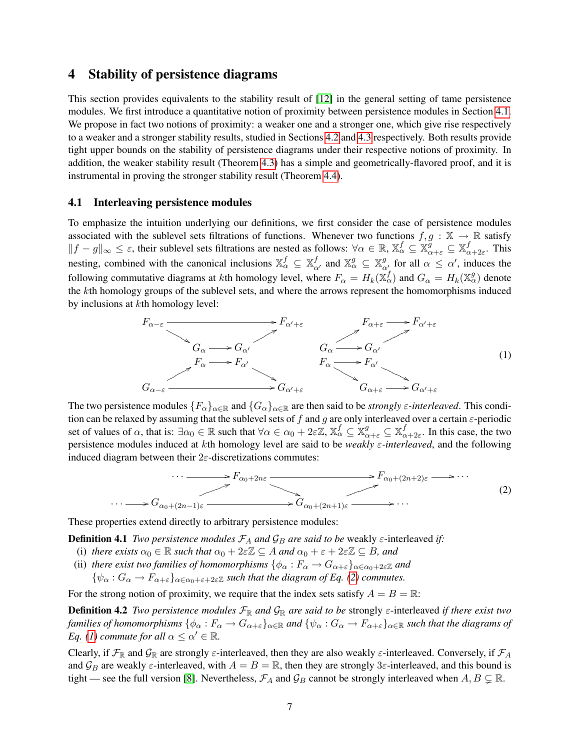## 4 Stability of persistence diagrams

This section provides equivalents to the stability result of [12] in the general setting of tame persistence modules. We first introduce a quantitative notion of proximity between persistence modules in Section 4.1. We propose in fact two notions of proximity: a weaker one and a stronger one, which give rise respectively to a weaker and a stronger stability results, studied in Sections 4.2 and 4.3 respectively. Both results provide tight upper bounds on the stability of persistence diagrams under their respective notions of proximity. In addition, the weaker stability result (Theorem 4.3) has a simple and geometrically-flavored proof, and it is instrumental in proving the stronger stability result (Theorem 4.4).

### 4.1 Interleaving persistence modules

To emphasize the intuition underlying our definitions, we first consider the case of persistence modules associated with the sublevel sets filtrations of functions. Whenever two functions $f, g : \mathbb{X} \to \mathbb{R}$ satisfy $\|f - g\|_\infty \leq \varepsilon$, their sublevel sets filtrations are nested as follows: $\forall \alpha \in \mathbb{R}$, $\mathbb{X}^f_\alpha \subseteq \mathbb{X}^g_{\alpha+\varepsilon} \subseteq \mathbb{X}^f_{\alpha+2\varepsilon}$. This nesting, combined with the canonical inclusions $\mathbb{X}^f_\alpha \subseteq \mathbb{X}^f_{\alpha'}$ and $\mathbb{X}^g_\alpha \subseteq \mathbb{X}^g_{\alpha'}$ for all $\alpha \leq \alpha'$, induces the following commutative diagrams at $k$th homology level, where $F_\alpha = H_k(\mathbb{X}^f_\alpha)$ and $G_\alpha = H_k(\mathbb{X}^g_\alpha)$ denote the $k$th homology groups of the sublevel sets, and where the arrows represent the homomorphisms induced by inclusions at $k$th homology level:

$$
\begin{array}{ccc}
F_{\alpha-\varepsilon} \longrightarrow F_{\alpha'+\varepsilon} & & F_{\alpha+\varepsilon} \longrightarrow F_{\alpha'+\varepsilon} \\
\searrow G_\alpha \longrightarrow G_{\alpha'} \nearrow & & \nearrow G_\alpha \longrightarrow G_{\alpha'} \nearrow \\
\nearrow F_\alpha \longrightarrow F_{\alpha'} \searrow & & \searrow F_\alpha \longrightarrow F_{\alpha'} \searrow \\
G_{\alpha-\varepsilon} \longrightarrow G_{\alpha'+\varepsilon} & & G_{\alpha+\varepsilon} \longrightarrow G_{\alpha'+\varepsilon}
\end{array}
\tag{1}
$$

The two persistence modules $\{F_\alpha\}_{\alpha\in\mathbb{R}}$ and $\{G_\alpha\}_{\alpha\in\mathbb{R}}$ are then said to be *strongly $\varepsilon$-interleaved*. This condition can be relaxed by assuming that the sublevel sets of $f$ and $g$ are only interleaved over a certain $\varepsilon$-periodic set of values of $\alpha$, that is: $\exists \alpha_0 \in \mathbb{R}$ such that $\forall \alpha \in \alpha_0 + 2\varepsilon\mathbb{Z}$, $\mathbb{X}^f_\alpha \subseteq \mathbb{X}^g_{\alpha+\varepsilon} \subseteq \mathbb{X}^f_{\alpha+2\varepsilon}$. In this case, the two persistence modules induced at $k$th homology level are said to be *weakly $\varepsilon$-interleaved*, and the following induced diagram between their $2\varepsilon$-discretizations commutes:

$$
\begin{array}{ccccccc}
\cdots \longrightarrow & F_{\alpha_0+2n\varepsilon} & \longrightarrow & & F_{\alpha_0+(2n+2)\varepsilon} & \longrightarrow \cdots \\
& \nearrow & \searrow & & \nearrow & \\
\cdots \longrightarrow G_{\alpha_0+(2n-1)\varepsilon} & & \longrightarrow & G_{\alpha_0+(2n+1)\varepsilon} & & \longrightarrow \cdots
\end{array}
\tag{2}
$$

These properties extend directly to arbitrary persistence modules:

**Definition 4.1** *Two persistence modules $\mathcal{F}_A$ and $\mathcal{G}_B$ are said to be* weakly $\varepsilon$-interleaved *if:*

- (i) *there exists $\alpha_0 \in \mathbb{R}$ such that $\alpha_0 + 2\varepsilon\mathbb{Z} \subseteq A$ and $\alpha_0 + \varepsilon + 2\varepsilon\mathbb{Z} \subseteq B$, and*
- (ii) *there exist two families of homomorphisms $\{\phi_\alpha : F_\alpha \to G_{\alpha+\varepsilon}\}_{\alpha\in\alpha_0+2\varepsilon\mathbb{Z}}$ and $\{\psi_\alpha : G_\alpha \to F_{\alpha+\varepsilon}\}_{\alpha\in\alpha_0+\varepsilon+2\varepsilon\mathbb{Z}}$ such that the diagram of Eq. (2) commutes.*

For the strong notion of proximity, we require that the index sets satisfy $A = B = \mathbb{R}$:

**Definition 4.2** *Two persistence modules $\mathcal{F}_\mathbb{R}$ and $\mathcal{G}_\mathbb{R}$ are said to be* strongly $\varepsilon$-interleaved *if there exist two families of homomorphisms $\{\phi_\alpha : F_\alpha \to G_{\alpha+\varepsilon}\}_{\alpha\in\mathbb{R}}$ and $\{\psi_\alpha : G_\alpha \to F_{\alpha+\varepsilon}\}_{\alpha\in\mathbb{R}}$ such that the diagrams of Eq. (1) commute for all $\alpha \leq \alpha' \in \mathbb{R}$.*

Clearly, if $\mathcal{F}_\mathbb{R}$ and $\mathcal{G}_\mathbb{R}$ are strongly $\varepsilon$-interleaved, then they are also weakly $\varepsilon$-interleaved. Conversely, if $\mathcal{F}_A$ and $\mathcal{G}_B$ are weakly $\varepsilon$-interleaved, with $A = B = \mathbb{R}$, then they are strongly $3\varepsilon$-interleaved, and this bound is tight — see the full version [8]. Nevertheless, $\mathcal{F}_A$ and $\mathcal{G}_B$ cannot be strongly interleaved when $A, B \subsetneq \mathbb{R}$.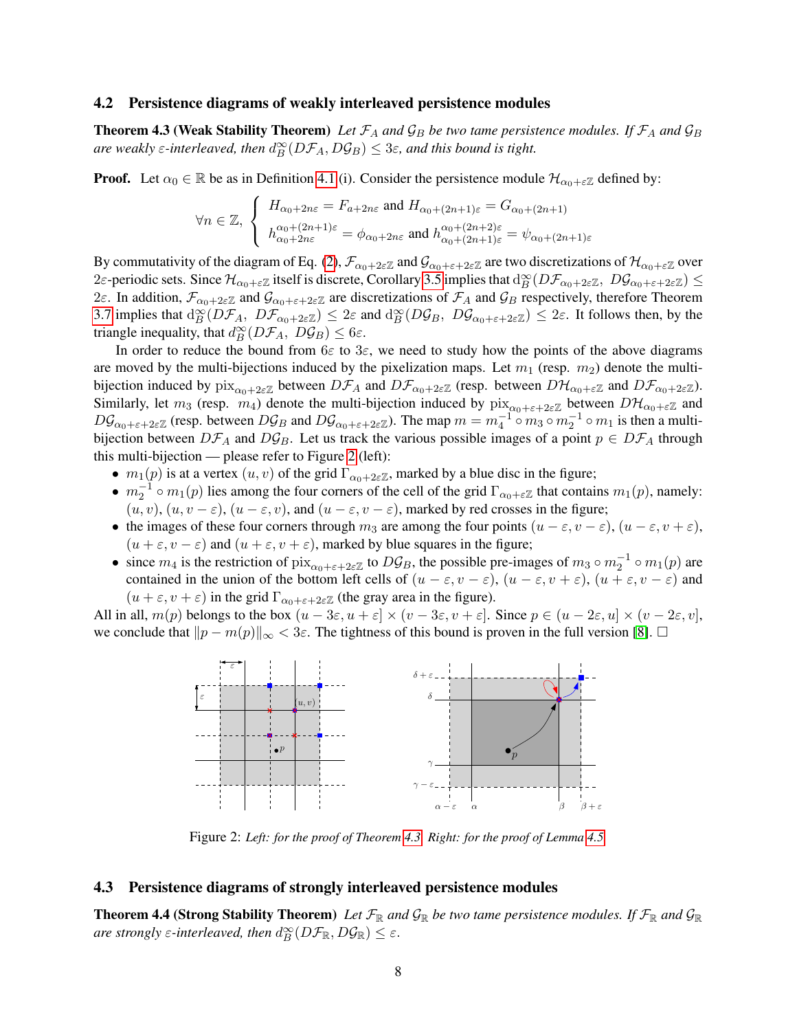## 4.2 Persistence diagrams of weakly interleaved persistence modules

**Theorem 4.3 (Weak Stability Theorem)** *Let $\mathcal{F}_A$ and $\mathcal{G}_B$ be two tame persistence modules. If $\mathcal{F}_A$ and $\mathcal{G}_B$ are weakly $\varepsilon$-interleaved, then $d_B^\infty(D\mathcal{F}_A, D\mathcal{G}_B) \leq 3\varepsilon$, and this bound is tight.*

**Proof.** Let $\alpha_0 \in \mathbb{R}$ be as in Definition 4.1 (i). Consider the persistence module $\mathcal{H}_{\alpha_0+\varepsilon\mathbb{Z}}$ defined by:

$$\forall n \in \mathbb{Z}, \begin{cases} H_{\alpha_0+2n\varepsilon} = F_{a+2n\varepsilon} \text{ and } H_{\alpha_0+(2n+1)\varepsilon} = G_{\alpha_0+(2n+1)} \\ h_{\alpha_0+2n\varepsilon}^{\alpha_0+(2n+1)\varepsilon} = \phi_{\alpha_0+2n\varepsilon} \text{ and } h_{\alpha_0+(2n+1)\varepsilon}^{\alpha_0+(2n+2)\varepsilon} = \psi_{\alpha_0+(2n+1)\varepsilon} \end{cases}$$

By commutativity of the diagram of Eq. (2), $\mathcal{F}_{\alpha_0+2\varepsilon\mathbb{Z}}$ and $\mathcal{G}_{\alpha_0+\varepsilon+2\varepsilon\mathbb{Z}}$ are two discretizations of $\mathcal{H}_{\alpha_0+\varepsilon\mathbb{Z}}$ over $2\varepsilon$-periodic sets. Since $\mathcal{H}_{\alpha_0+\varepsilon\mathbb{Z}}$ itself is discrete, Corollary 3.5 implies that $d_B^\infty(D\mathcal{F}_{\alpha_0+2\varepsilon\mathbb{Z}},\ D\mathcal{G}_{\alpha_0+\varepsilon+2\varepsilon\mathbb{Z}}) \leq 2\varepsilon$. In addition, $\mathcal{F}_{\alpha_0+2\varepsilon\mathbb{Z}}$ and $\mathcal{G}_{\alpha_0+\varepsilon+2\varepsilon\mathbb{Z}}$ are discretizations of $\mathcal{F}_A$ and $\mathcal{G}_B$ respectively, therefore Theorem 3.7 implies that $d_B^\infty(D\mathcal{F}_A,\ D\mathcal{F}_{\alpha_0+2\varepsilon\mathbb{Z}}) \leq 2\varepsilon$ and $d_B^\infty(D\mathcal{G}_B,\ D\mathcal{G}_{\alpha_0+\varepsilon+2\varepsilon\mathbb{Z}}) \leq 2\varepsilon$. It follows then, by the triangle inequality, that $d_B^\infty(D\mathcal{F}_A,\ D\mathcal{G}_B) \leq 6\varepsilon$.

In order to reduce the bound from $6\varepsilon$ to $3\varepsilon$, we need to study how the points of the above diagrams are moved by the multi-bijections induced by the pixelization maps. Let $m_1$ (resp. $m_2$) denote the multi-bijection induced by $\text{pix}_{\alpha_0+2\varepsilon\mathbb{Z}}$ between $D\mathcal{F}_A$ and $D\mathcal{F}_{\alpha_0+2\varepsilon\mathbb{Z}}$ (resp. between $D\mathcal{H}_{\alpha_0+\varepsilon\mathbb{Z}}$ and $D\mathcal{F}_{\alpha_0+2\varepsilon\mathbb{Z}}$). Similarly, let $m_3$ (resp. $m_4$) denote the multi-bijection induced by $\text{pix}_{\alpha_0+\varepsilon+2\varepsilon\mathbb{Z}}$ between $D\mathcal{H}_{\alpha_0+\varepsilon\mathbb{Z}}$ and $D\mathcal{G}_{\alpha_0+\varepsilon+2\varepsilon\mathbb{Z}}$ (resp. between $D\mathcal{G}_B$ and $D\mathcal{G}_{\alpha_0+\varepsilon+2\varepsilon\mathbb{Z}}$). The map $m = m_4^{-1} \circ m_3 \circ m_2^{-1} \circ m_1$ is then a multi-bijection between $D\mathcal{F}_A$ and $D\mathcal{G}_B$. Let us track the various possible images of a point $p \in D\mathcal{F}_A$ through this multi-bijection — please refer to Figure 2 (left):

- $m_1(p)$ is at a vertex $(u, v)$ of the grid $\Gamma_{\alpha_0+2\varepsilon\mathbb{Z}}$, marked by a blue disc in the figure;
- $m_2^{-1} \circ m_1(p)$ lies among the four corners of the cell of the grid $\Gamma_{\alpha_0+\varepsilon\mathbb{Z}}$ that contains $m_1(p)$, namely: $(u, v)$, $(u, v - \varepsilon)$, $(u - \varepsilon, v)$, and $(u - \varepsilon, v - \varepsilon)$, marked by red crosses in the figure;
- the images of these four corners through $m_3$ are among the four points $(u - \varepsilon, v - \varepsilon)$, $(u - \varepsilon, v + \varepsilon)$, $(u + \varepsilon, v - \varepsilon)$ and $(u + \varepsilon, v + \varepsilon)$, marked by blue squares in the figure;
- since $m_4$ is the restriction of $\text{pix}_{\alpha_0+\varepsilon+2\varepsilon\mathbb{Z}}$ to $D\mathcal{G}_B$, the possible pre-images of $m_3 \circ m_2^{-1} \circ m_1(p)$ are contained in the union of the bottom left cells of $(u - \varepsilon, v - \varepsilon)$, $(u - \varepsilon, v + \varepsilon)$, $(u + \varepsilon, v - \varepsilon)$ and $(u + \varepsilon, v + \varepsilon)$ in the grid $\Gamma_{\alpha_0+\varepsilon+2\varepsilon\mathbb{Z}}$ (the gray area in the figure).

All in all, $m(p)$ belongs to the box $(u - 3\varepsilon, u + \varepsilon] \times (v - 3\varepsilon, v + \varepsilon]$. Since $p \in (u - 2\varepsilon, u] \times (v - 2\varepsilon, v]$, we conclude that $\|p - m(p)\|_\infty < 3\varepsilon$. The tightness of this bound is proven in the full version [8]. □

Figure 2: *Left: for the proof of Theorem 4.3. Right: for the proof of Lemma 4.5.*

## 4.3 Persistence diagrams of strongly interleaved persistence modules

**Theorem 4.4 (Strong Stability Theorem)** *Let $\mathcal{F}_\mathbb{R}$ and $\mathcal{G}_\mathbb{R}$ be two tame persistence modules. If $\mathcal{F}_\mathbb{R}$ and $\mathcal{G}_\mathbb{R}$ are strongly $\varepsilon$-interleaved, then $d_B^\infty(D\mathcal{F}_\mathbb{R}, D\mathcal{G}_\mathbb{R}) \leq \varepsilon$.*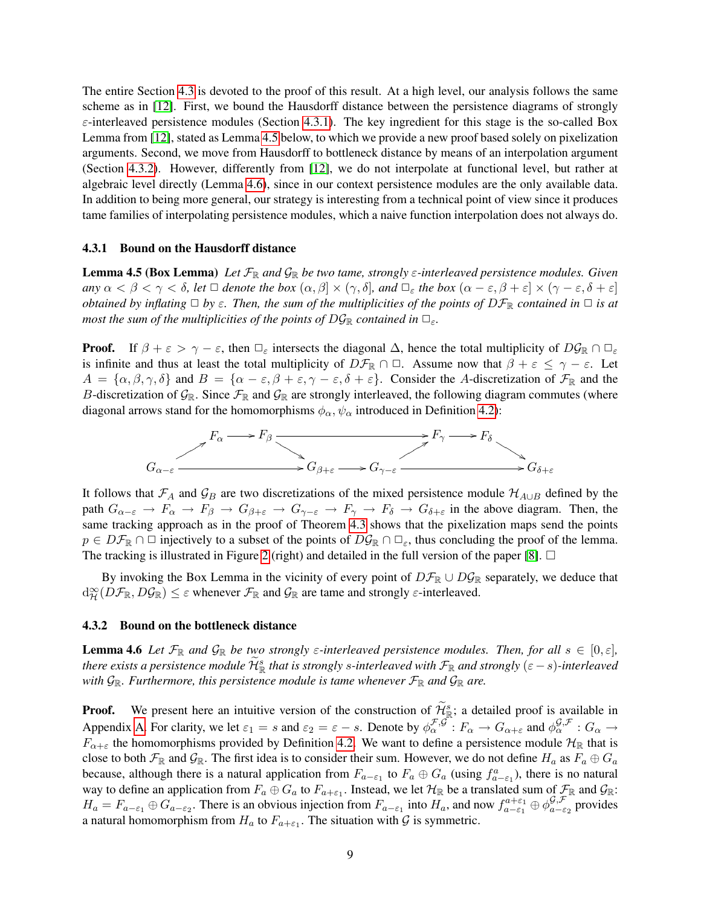The entire Section 4.3 is devoted to the proof of this result. At a high level, our analysis follows the same scheme as in [12]. First, we bound the Hausdorff distance between the persistence diagrams of strongly $\varepsilon$-interleaved persistence modules (Section 4.3.1). The key ingredient for this stage is the so-called Box Lemma from [12], stated as Lemma 4.5 below, to which we provide a new proof based solely on pixelization arguments. Second, we move from Hausdorff to bottleneck distance by means of an interpolation argument (Section 4.3.2). However, differently from [12], we do not interpolate at functional level, but rather at algebraic level directly (Lemma 4.6), since in our context persistence modules are the only available data. In addition to being more general, our strategy is interesting from a technical point of view since it produces tame families of interpolating persistence modules, which a naive function interpolation does not always do.

### 4.3.1 Bound on the Hausdorff distance

**Lemma 4.5 (Box Lemma)** *Let $\mathcal{F}_\mathbb{R}$ and $\mathcal{G}_\mathbb{R}$ be two tame, strongly $\varepsilon$-interleaved persistence modules. Given any $\alpha < \beta < \gamma < \delta$, let $\square$ denote the box $(\alpha, \beta] \times (\gamma, \delta]$, and $\square_\varepsilon$ the box $(\alpha - \varepsilon, \beta + \varepsilon] \times (\gamma - \varepsilon, \delta + \varepsilon]$ obtained by inflating $\square$ by $\varepsilon$. Then, the sum of the multiplicities of the points of $D\mathcal{F}_\mathbb{R}$ contained in $\square$ is at most the sum of the multiplicities of the points of $D\mathcal{G}_\mathbb{R}$ contained in $\square_\varepsilon$.*

**Proof.** If $\beta + \varepsilon > \gamma - \varepsilon$, then $\square_\varepsilon$ intersects the diagonal $\Delta$, hence the total multiplicity of $D\mathcal{G}_\mathbb{R} \cap \square_\varepsilon$ is infinite and thus at least the total multiplicity of $D\mathcal{F}_\mathbb{R} \cap \square$. Assume now that $\beta + \varepsilon \leq \gamma - \varepsilon$. Let $A = \{\alpha, \beta, \gamma, \delta\}$ and $B = \{\alpha - \varepsilon, \beta + \varepsilon, \gamma - \varepsilon, \delta + \varepsilon\}$. Consider the $A$-discretization of $\mathcal{F}_\mathbb{R}$ and the $B$-discretization of $\mathcal{G}_\mathbb{R}$. Since $\mathcal{F}_\mathbb{R}$ and $\mathcal{G}_\mathbb{R}$ are strongly interleaved, the following diagram commutes (where diagonal arrows stand for the homomorphisms $\phi_\alpha, \psi_\alpha$ introduced in Definition 4.2):

$$\begin{array}{ccccccccccc} & & F_\alpha & \longrightarrow & F_\beta & \longrightarrow & & \longrightarrow & F_\gamma & \longrightarrow & F_\delta & & \\ & \nearrow & & & & \searrow & & \nearrow & & & & \searrow & \\ G_{\alpha-\varepsilon} & & \longrightarrow & & & & G_{\beta+\varepsilon} \longrightarrow G_{\gamma-\varepsilon} & & \longrightarrow & & & & G_{\delta+\varepsilon} \end{array}$$

It follows that $\mathcal{F}_A$ and $\mathcal{G}_B$ are two discretizations of the mixed persistence module $\mathcal{H}_{A \cup B}$ defined by the path $G_{\alpha-\varepsilon} \to F_\alpha \to F_\beta \to G_{\beta+\varepsilon} \to G_{\gamma-\varepsilon} \to F_\gamma \to F_\delta \to G_{\delta+\varepsilon}$ in the above diagram. Then, the same tracking approach as in the proof of Theorem 4.3 shows that the pixelization maps send the points $p \in D\mathcal{F}_\mathbb{R} \cap \square$ injectively to a subset of the points of $D\mathcal{G}_\mathbb{R} \cap \square_\varepsilon$, thus concluding the proof of the lemma. The tracking is illustrated in Figure 2 (right) and detailed in the full version of the paper [8]. $\square$

By invoking the Box Lemma in the vicinity of every point of $D\mathcal{F}_\mathbb{R} \cup D\mathcal{G}_\mathbb{R}$ separately, we deduce that $\mathrm{d}_\mathcal{H}^\infty(D\mathcal{F}_\mathbb{R}, D\mathcal{G}_\mathbb{R}) \leq \varepsilon$ whenever $\mathcal{F}_\mathbb{R}$ and $\mathcal{G}_\mathbb{R}$ are tame and strongly $\varepsilon$-interleaved.

### 4.3.2 Bound on the bottleneck distance

**Lemma 4.6** *Let $\mathcal{F}_\mathbb{R}$ and $\mathcal{G}_\mathbb{R}$ be two strongly $\varepsilon$-interleaved persistence modules. Then, for all $s \in [0, \varepsilon]$, there exists a persistence module $\widetilde{\mathcal{H}}_\mathbb{R}^s$ that is strongly $s$-interleaved with $\mathcal{F}_\mathbb{R}$ and strongly $(\varepsilon - s)$-interleaved with $\mathcal{G}_\mathbb{R}$. Furthermore, this persistence module is tame whenever $\mathcal{F}_\mathbb{R}$ and $\mathcal{G}_\mathbb{R}$ are.*

**Proof.** We present here an intuitive version of the construction of $\widetilde{\mathcal{H}}_\mathbb{R}^s$; a detailed proof is available in Appendix A. For clarity, we let $\varepsilon_1 = s$ and $\varepsilon_2 = \varepsilon - s$. Denote by $\phi_\alpha^{\mathcal{F},\mathcal{G}} : F_\alpha \to G_{\alpha+\varepsilon}$ and $\phi_\alpha^{\mathcal{G},\mathcal{F}} : G_\alpha \to F_{\alpha+\varepsilon}$ the homomorphisms provided by Definition 4.2. We want to define a persistence module $\mathcal{H}_\mathbb{R}$ that is close to both $\mathcal{F}_\mathbb{R}$ and $\mathcal{G}_\mathbb{R}$. The first idea is to consider their sum. However, we do not define $H_a$ as $F_a \oplus G_a$ because, although there is a natural application from $F_{a-\varepsilon_1}$ to $F_a \oplus G_a$ (using $f_{a-\varepsilon_1}^a$), there is no natural way to define an application from $F_a \oplus G_a$ to $F_{a+\varepsilon_1}$. Instead, we let $\mathcal{H}_\mathbb{R}$ be a translated sum of $\mathcal{F}_\mathbb{R}$ and $\mathcal{G}_\mathbb{R}$: $H_a = F_{a-\varepsilon_1} \oplus G_{a-\varepsilon_2}$. There is an obvious injection from $F_{a-\varepsilon_1}$ into $H_a$, and now $f_{a-\varepsilon_1}^{a+\varepsilon_1} \oplus \phi_{a-\varepsilon_2}^{\mathcal{G},\mathcal{F}}$ provides a natural homomorphism from $H_a$ to $F_{a+\varepsilon_1}$. The situation with $\mathcal{G}$ is symmetric.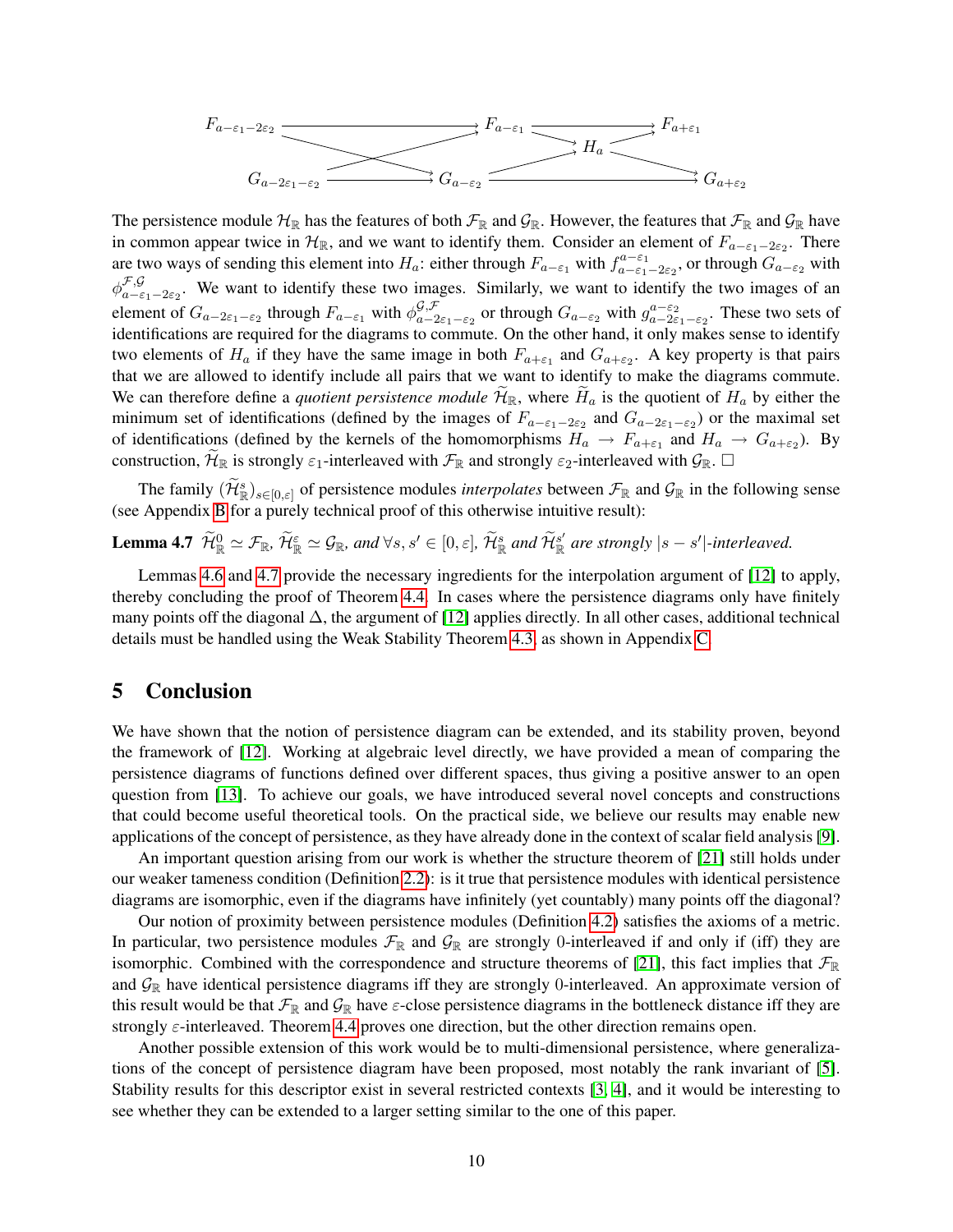$$\begin{array}{ccccccc} F_{a-\varepsilon_1-2\varepsilon_2} & \longrightarrow & F_{a-\varepsilon_1} & & & \longrightarrow & F_{a+\varepsilon_1} \\ & \searrow\nearrow & & \searrow & H_a & \nearrow & \\ G_{a-2\varepsilon_1-\varepsilon_2} & \longrightarrow & G_{a-\varepsilon_2} & \nearrow & & \searrow & G_{a+\varepsilon_2} \end{array}$$

The persistence module $\mathcal{H}_{\mathbb{R}}$ has the features of both $\mathcal{F}_{\mathbb{R}}$ and $\mathcal{G}_{\mathbb{R}}$. However, the features that $\mathcal{F}_{\mathbb{R}}$ and $\mathcal{G}_{\mathbb{R}}$ have in common appear twice in $\mathcal{H}_{\mathbb{R}}$, and we want to identify them. Consider an element of $F_{a-\varepsilon_1-2\varepsilon_2}$. There are two ways of sending this element into $H_a$: either through $F_{a-\varepsilon_1}$ with $f_{a-\varepsilon_1-2\varepsilon_2}^{a-\varepsilon_1}$, or through $G_{a-\varepsilon_2}$ with $\phi_{a-\varepsilon_1-2\varepsilon_2}^{\mathcal{F},\mathcal{G}}$. We want to identify these two images. Similarly, we want to identify the two images of an element of $G_{a-2\varepsilon_1-\varepsilon_2}$ through $F_{a-\varepsilon_1}$ with $\phi_{a-2\varepsilon_1-\varepsilon_2}^{\mathcal{G},\mathcal{F}}$ or through $G_{a-\varepsilon_2}$ with $g_{a-2\varepsilon_1-\varepsilon_2}^{a-\varepsilon_2}$. These two sets of identifications are required for the diagrams to commute. On the other hand, it only makes sense to identify two elements of $H_a$ if they have the same image in both $F_{a+\varepsilon_1}$ and $G_{a+\varepsilon_2}$. A key property is that pairs that we are allowed to identify include all pairs that we want to identify to make the diagrams commute. We can therefore define a *quotient persistence module* $\widetilde{\mathcal{H}}_{\mathbb{R}}$, where $\widetilde{H}_a$ is the quotient of $H_a$ by either the minimum set of identifications (defined by the images of $F_{a-\varepsilon_1-2\varepsilon_2}$ and $G_{a-2\varepsilon_1-\varepsilon_2}$) or the maximal set of identifications (defined by the kernels of the homomorphisms $H_a \to F_{a+\varepsilon_1}$ and $H_a \to G_{a+\varepsilon_2}$). By construction, $\widetilde{\mathcal{H}}_{\mathbb{R}}$ is strongly $\varepsilon_1$-interleaved with $\mathcal{F}_{\mathbb{R}}$ and strongly $\varepsilon_2$-interleaved with $\mathcal{G}_{\mathbb{R}}$. □

The family $(\widetilde{\mathcal{H}}_{\mathbb{R}}^s)_{s\in[0,\varepsilon]}$ of persistence modules *interpolates* between $\mathcal{F}_{\mathbb{R}}$ and $\mathcal{G}_{\mathbb{R}}$ in the following sense (see Appendix B for a purely technical proof of this otherwise intuitive result):

**Lemma 4.7** *$\widetilde{\mathcal{H}}_{\mathbb{R}}^0 \simeq \mathcal{F}_{\mathbb{R}}$, $\widetilde{\mathcal{H}}_{\mathbb{R}}^\varepsilon \simeq \mathcal{G}_{\mathbb{R}}$, and $\forall s, s' \in [0, \varepsilon]$, $\widetilde{\mathcal{H}}_{\mathbb{R}}^s$ and $\widetilde{\mathcal{H}}_{\mathbb{R}}^{s'}$ are strongly $|s - s'|$-interleaved.*

Lemmas 4.6 and 4.7 provide the necessary ingredients for the interpolation argument of [12] to apply, thereby concluding the proof of Theorem 4.4. In cases where the persistence diagrams only have finitely many points off the diagonal $\Delta$, the argument of [12] applies directly. In all other cases, additional technical details must be handled using the Weak Stability Theorem 4.3, as shown in Appendix C.

# 5 Conclusion

We have shown that the notion of persistence diagram can be extended, and its stability proven, beyond the framework of [12]. Working at algebraic level directly, we have provided a mean of comparing the persistence diagrams of functions defined over different spaces, thus giving a positive answer to an open question from [13]. To achieve our goals, we have introduced several novel concepts and constructions that could become useful theoretical tools. On the practical side, we believe our results may enable new applications of the concept of persistence, as they have already done in the context of scalar field analysis [9].

An important question arising from our work is whether the structure theorem of [21] still holds under our weaker tameness condition (Definition 2.2): is it true that persistence modules with identical persistence diagrams are isomorphic, even if the diagrams have infinitely (yet countably) many points off the diagonal?

Our notion of proximity between persistence modules (Definition 4.2) satisfies the axioms of a metric. In particular, two persistence modules $\mathcal{F}_{\mathbb{R}}$ and $\mathcal{G}_{\mathbb{R}}$ are strongly 0-interleaved if and only if (iff) they are isomorphic. Combined with the correspondence and structure theorems of [21], this fact implies that $\mathcal{F}_{\mathbb{R}}$ and $\mathcal{G}_{\mathbb{R}}$ have identical persistence diagrams iff they are strongly 0-interleaved. An approximate version of this result would be that $\mathcal{F}_{\mathbb{R}}$ and $\mathcal{G}_{\mathbb{R}}$ have $\varepsilon$-close persistence diagrams in the bottleneck distance iff they are strongly $\varepsilon$-interleaved. Theorem 4.4 proves one direction, but the other direction remains open.

Another possible extension of this work would be to multi-dimensional persistence, where generalizations of the concept of persistence diagram have been proposed, most notably the rank invariant of [5]. Stability results for this descriptor exist in several restricted contexts [3, 4], and it would be interesting to see whether they can be extended to a larger setting similar to the one of this paper.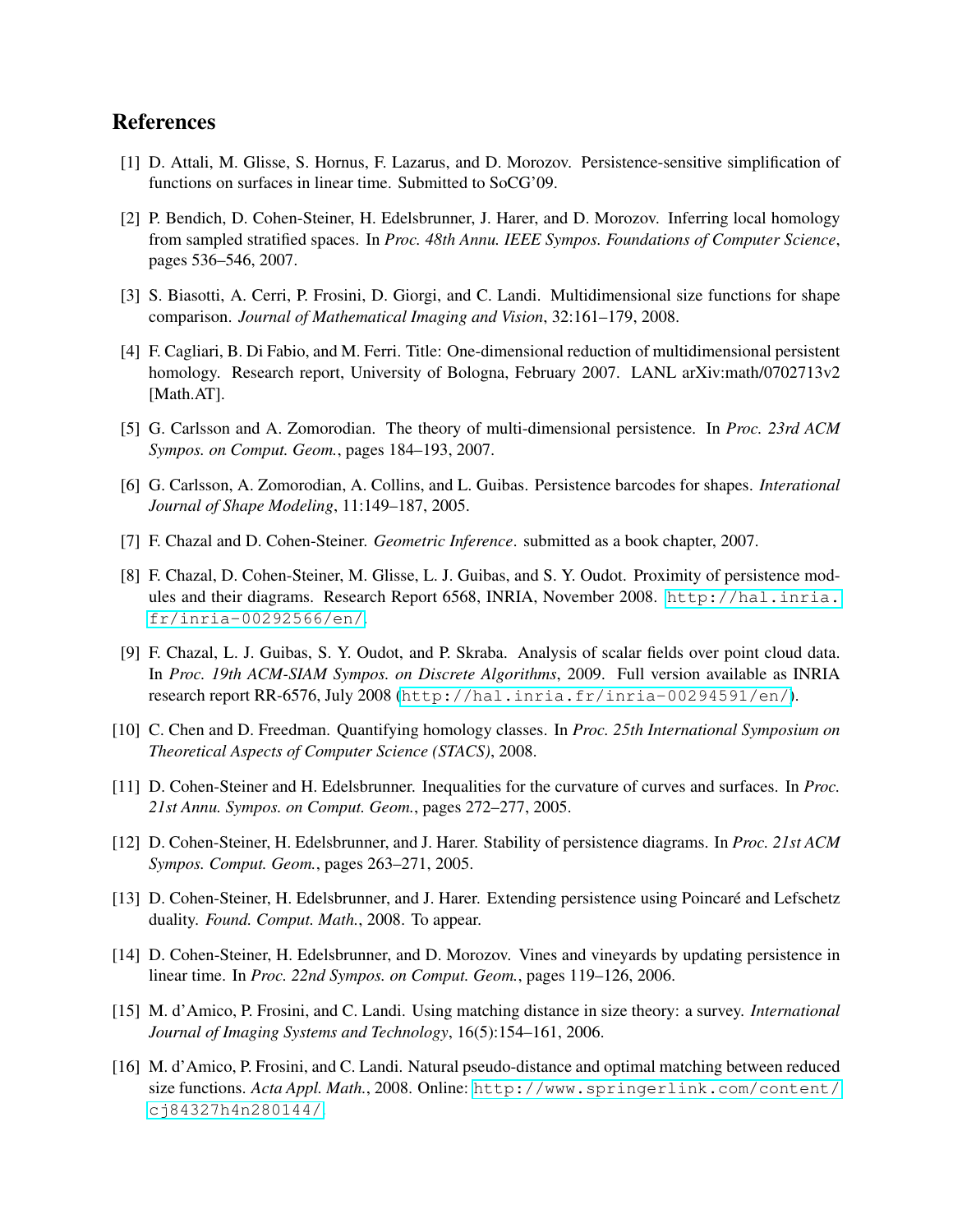## References

[1] D. Attali, M. Glisse, S. Hornus, F. Lazarus, and D. Morozov. Persistence-sensitive simplification of functions on surfaces in linear time. Submitted to SoCG'09.

[2] P. Bendich, D. Cohen-Steiner, H. Edelsbrunner, J. Harer, and D. Morozov. Inferring local homology from sampled stratified spaces. In *Proc. 48th Annu. IEEE Sympos. Foundations of Computer Science*, pages 536–546, 2007.

[3] S. Biasotti, A. Cerri, P. Frosini, D. Giorgi, and C. Landi. Multidimensional size functions for shape comparison. *Journal of Mathematical Imaging and Vision*, 32:161–179, 2008.

[4] F. Cagliari, B. Di Fabio, and M. Ferri. Title: One-dimensional reduction of multidimensional persistent homology. Research report, University of Bologna, February 2007. LANL arXiv:math/0702713v2 [Math.AT].

[5] G. Carlsson and A. Zomorodian. The theory of multi-dimensional persistence. In *Proc. 23rd ACM Sympos. on Comput. Geom.*, pages 184–193, 2007.

[6] G. Carlsson, A. Zomorodian, A. Collins, and L. Guibas. Persistence barcodes for shapes. *Interational Journal of Shape Modeling*, 11:149–187, 2005.

[7] F. Chazal and D. Cohen-Steiner. *Geometric Inference*. submitted as a book chapter, 2007.

[8] F. Chazal, D. Cohen-Steiner, M. Glisse, L. J. Guibas, and S. Y. Oudot. Proximity of persistence modules and their diagrams. Research Report 6568, INRIA, November 2008. http://hal.inria.fr/inria-00292566/en/.

[9] F. Chazal, L. J. Guibas, S. Y. Oudot, and P. Skraba. Analysis of scalar fields over point cloud data. In *Proc. 19th ACM-SIAM Sympos. on Discrete Algorithms*, 2009. Full version available as INRIA research report RR-6576, July 2008 (http://hal.inria.fr/inria-00294591/en/).

[10] C. Chen and D. Freedman. Quantifying homology classes. In *Proc. 25th International Symposium on Theoretical Aspects of Computer Science (STACS)*, 2008.

[11] D. Cohen-Steiner and H. Edelsbrunner. Inequalities for the curvature of curves and surfaces. In *Proc. 21st Annu. Sympos. on Comput. Geom.*, pages 272–277, 2005.

[12] D. Cohen-Steiner, H. Edelsbrunner, and J. Harer. Stability of persistence diagrams. In *Proc. 21st ACM Sympos. Comput. Geom.*, pages 263–271, 2005.

[13] D. Cohen-Steiner, H. Edelsbrunner, and J. Harer. Extending persistence using Poincaré and Lefschetz duality. *Found. Comput. Math.*, 2008. To appear.

[14] D. Cohen-Steiner, H. Edelsbrunner, and D. Morozov. Vines and vineyards by updating persistence in linear time. In *Proc. 22nd Sympos. on Comput. Geom.*, pages 119–126, 2006.

[15] M. d'Amico, P. Frosini, and C. Landi. Using matching distance in size theory: a survey. *International Journal of Imaging Systems and Technology*, 16(5):154–161, 2006.

[16] M. d'Amico, P. Frosini, and C. Landi. Natural pseudo-distance and optimal matching between reduced size functions. *Acta Appl. Math.*, 2008. Online: http://www.springerlink.com/content/cj84327h4n280144/.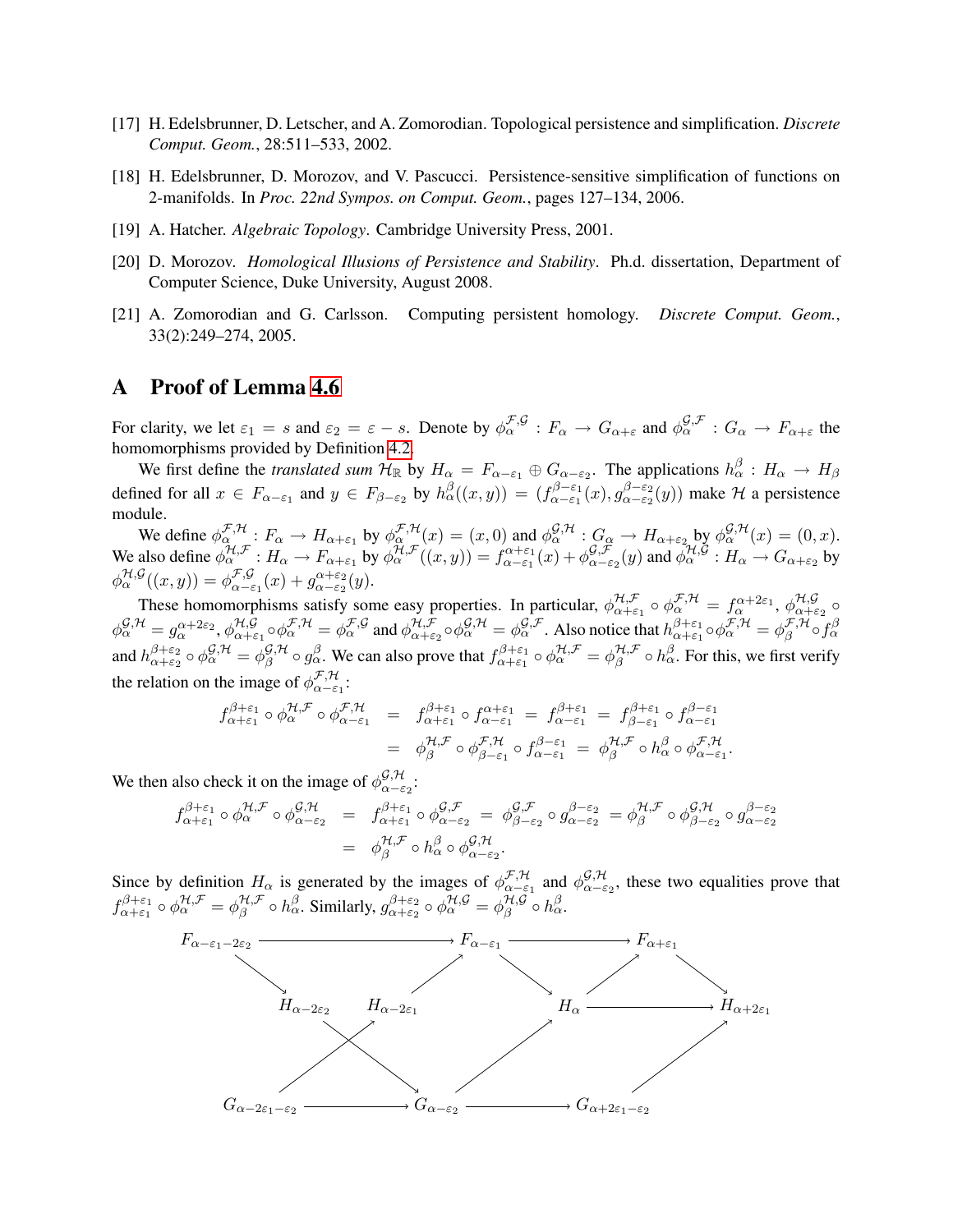[17] H. Edelsbrunner, D. Letscher, and A. Zomorodian. Topological persistence and simplification. *Discrete Comput. Geom.*, 28:511–533, 2002.

[18] H. Edelsbrunner, D. Morozov, and V. Pascucci. Persistence-sensitive simplification of functions on 2-manifolds. In *Proc. 22nd Sympos. on Comput. Geom.*, pages 127–134, 2006.

[19] A. Hatcher. *Algebraic Topology*. Cambridge University Press, 2001.

[20] D. Morozov. *Homological Illusions of Persistence and Stability*. Ph.d. dissertation, Department of Computer Science, Duke University, August 2008.

[21] A. Zomorodian and G. Carlsson. Computing persistent homology. *Discrete Comput. Geom.*, 33(2):249–274, 2005.

# A Proof of Lemma 4.6

For clarity, we let $\varepsilon_1 = s$ and $\varepsilon_2 = \varepsilon - s$. Denote by $\phi_\alpha^{\mathcal{F},\mathcal{G}} : F_\alpha \to G_{\alpha+\varepsilon}$ and $\phi_\alpha^{\mathcal{G},\mathcal{F}} : G_\alpha \to F_{\alpha+\varepsilon}$ the homomorphisms provided by Definition 4.2.

We first define the *translated sum* $\mathcal{H}_\mathbb{R}$ by $H_\alpha = F_{\alpha-\varepsilon_1} \oplus G_{\alpha-\varepsilon_2}$. The applications $h_\alpha^\beta : H_\alpha \to H_\beta$ defined for all $x \in F_{\alpha-\varepsilon_1}$ and $y \in F_{\beta-\varepsilon_2}$ by $h_\alpha^\beta((x,y)) = (f_{\alpha-\varepsilon_1}^{\beta-\varepsilon_1}(x), g_{\alpha-\varepsilon_2}^{\beta-\varepsilon_2}(y))$ make $\mathcal{H}$ a persistence module.

We define $\phi_\alpha^{\mathcal{F},\mathcal{H}} : F_\alpha \to H_{\alpha+\varepsilon_1}$ by $\phi_\alpha^{\mathcal{F},\mathcal{H}}(x) = (x, 0)$ and $\phi_\alpha^{\mathcal{G},\mathcal{H}} : G_\alpha \to H_{\alpha+\varepsilon_2}$ by $\phi_\alpha^{\mathcal{G},\mathcal{H}}(x) = (0, x)$. We also define $\phi_\alpha^{\mathcal{H},\mathcal{F}} : H_\alpha \to F_{\alpha+\varepsilon_1}$ by $\phi_\alpha^{\mathcal{H},\mathcal{F}}((x,y)) = f_{\alpha-\varepsilon_1}^{\alpha+\varepsilon_1}(x) + \phi_{\alpha-\varepsilon_2}^{\mathcal{G},\mathcal{F}}(y)$ and $\phi_\alpha^{\mathcal{H},\mathcal{G}} : H_\alpha \to G_{\alpha+\varepsilon_2}$ by $\phi_\alpha^{\mathcal{H},\mathcal{G}}((x,y)) = \phi_{\alpha-\varepsilon_1}^{\mathcal{F},\mathcal{G}}(x) + g_{\alpha-\varepsilon_2}^{\alpha+\varepsilon_2}(y)$.

These homomorphisms satisfy some easy properties. In particular, $\phi_{\alpha+\varepsilon_1}^{\mathcal{H},\mathcal{F}} \circ \phi_\alpha^{\mathcal{F},\mathcal{H}} = f_\alpha^{\alpha+2\varepsilon_1}$, $\phi_{\alpha+\varepsilon_2}^{\mathcal{H},\mathcal{G}} \circ \phi_\alpha^{\mathcal{G},\mathcal{H}} = g_\alpha^{\alpha+2\varepsilon_2}$, $\phi_{\alpha+\varepsilon_1}^{\mathcal{H},\mathcal{G}} \circ \phi_\alpha^{\mathcal{F},\mathcal{H}} = \phi_\alpha^{\mathcal{F},\mathcal{G}}$ and $\phi_{\alpha+\varepsilon_2}^{\mathcal{H},\mathcal{F}} \circ \phi_\alpha^{\mathcal{G},\mathcal{H}} = \phi_\alpha^{\mathcal{G},\mathcal{F}}$. Also notice that $h_{\alpha+\varepsilon_1}^{\beta+\varepsilon_1} \circ \phi_\alpha^{\mathcal{F},\mathcal{H}} = \phi_\beta^{\mathcal{F},\mathcal{H}} \circ f_\alpha^\beta$ and $h_{\alpha+\varepsilon_2}^{\beta+\varepsilon_2} \circ \phi_\alpha^{\mathcal{G},\mathcal{H}} = \phi_\beta^{\mathcal{G},\mathcal{H}} \circ g_\alpha^\beta$. We can also prove that $f_{\alpha+\varepsilon_1}^{\beta+\varepsilon_1} \circ \phi_\alpha^{\mathcal{H},\mathcal{F}} = \phi_\beta^{\mathcal{H},\mathcal{F}} \circ h_\alpha^\beta$. For this, we first verify the relation on the image of $\phi_{\alpha-\varepsilon_1}^{\mathcal{F},\mathcal{H}}$:

$$
\begin{aligned}
f_{\alpha+\varepsilon_1}^{\beta+\varepsilon_1} \circ \phi_\alpha^{\mathcal{H},\mathcal{F}} \circ \phi_{\alpha-\varepsilon_1}^{\mathcal{F},\mathcal{H}} &= f_{\alpha+\varepsilon_1}^{\beta+\varepsilon_1} \circ f_{\alpha-\varepsilon_1}^{\alpha+\varepsilon_1} = f_{\alpha-\varepsilon_1}^{\beta+\varepsilon_1} = f_{\beta-\varepsilon_1}^{\beta+\varepsilon_1} \circ f_{\alpha-\varepsilon_1}^{\beta-\varepsilon_1} \\
&= \phi_\beta^{\mathcal{H},\mathcal{F}} \circ \phi_{\beta-\varepsilon_1}^{\mathcal{F},\mathcal{H}} \circ f_{\alpha-\varepsilon_1}^{\beta-\varepsilon_1} = \phi_\beta^{\mathcal{H},\mathcal{F}} \circ h_\alpha^\beta \circ \phi_{\alpha-\varepsilon_1}^{\mathcal{F},\mathcal{H}}.
\end{aligned}
$$

We then also check it on the image of $\phi_{\alpha-\varepsilon_2}^{\mathcal{G},\mathcal{H}}$:

$$
\begin{aligned}
f_{\alpha+\varepsilon_1}^{\beta+\varepsilon_1} \circ \phi_\alpha^{\mathcal{H},\mathcal{F}} \circ \phi_{\alpha-\varepsilon_2}^{\mathcal{G},\mathcal{H}} &= f_{\alpha+\varepsilon_1}^{\beta+\varepsilon_1} \circ \phi_{\alpha-\varepsilon_2}^{\mathcal{G},\mathcal{F}} = \phi_{\beta-\varepsilon_2}^{\mathcal{G},\mathcal{F}} \circ g_{\alpha-\varepsilon_2}^{\beta-\varepsilon_2} = \phi_\beta^{\mathcal{H},\mathcal{F}} \circ \phi_{\beta-\varepsilon_2}^{\mathcal{G},\mathcal{H}} \circ g_{\alpha-\varepsilon_2}^{\beta-\varepsilon_2} \\
&= \phi_\beta^{\mathcal{H},\mathcal{F}} \circ h_\alpha^\beta \circ \phi_{\alpha-\varepsilon_2}^{\mathcal{G},\mathcal{H}}.
\end{aligned}
$$

Since by definition $H_\alpha$ is generated by the images of $\phi_{\alpha-\varepsilon_1}^{\mathcal{F},\mathcal{H}}$ and $\phi_{\alpha-\varepsilon_2}^{\mathcal{G},\mathcal{H}}$, these two equalities prove that $f_{\alpha+\varepsilon_1}^{\beta+\varepsilon_1} \circ \phi_\alpha^{\mathcal{H},\mathcal{F}} = \phi_\beta^{\mathcal{H},\mathcal{F}} \circ h_\alpha^\beta$. Similarly, $g_{\alpha+\varepsilon_2}^{\beta+\varepsilon_2} \circ \phi_\alpha^{\mathcal{H},\mathcal{G}} = \phi_\beta^{\mathcal{H},\mathcal{G}} \circ h_\alpha^\beta$.

$$
\begin{array}{ccccccc}
F_{\alpha-\varepsilon_1-2\varepsilon_2} & \longrightarrow & F_{\alpha-\varepsilon_1} & \longrightarrow & F_{\alpha+\varepsilon_1} & & \\
H_{\alpha-2\varepsilon_2} & H_{\alpha-2\varepsilon_1} & & H_\alpha & \longrightarrow & H_{\alpha+2\varepsilon_1} & \\
G_{\alpha-2\varepsilon_1-\varepsilon_2} & \longrightarrow & G_{\alpha-\varepsilon_2} & \longrightarrow & G_{\alpha+2\varepsilon_1-\varepsilon_2} & &
\end{array}
$$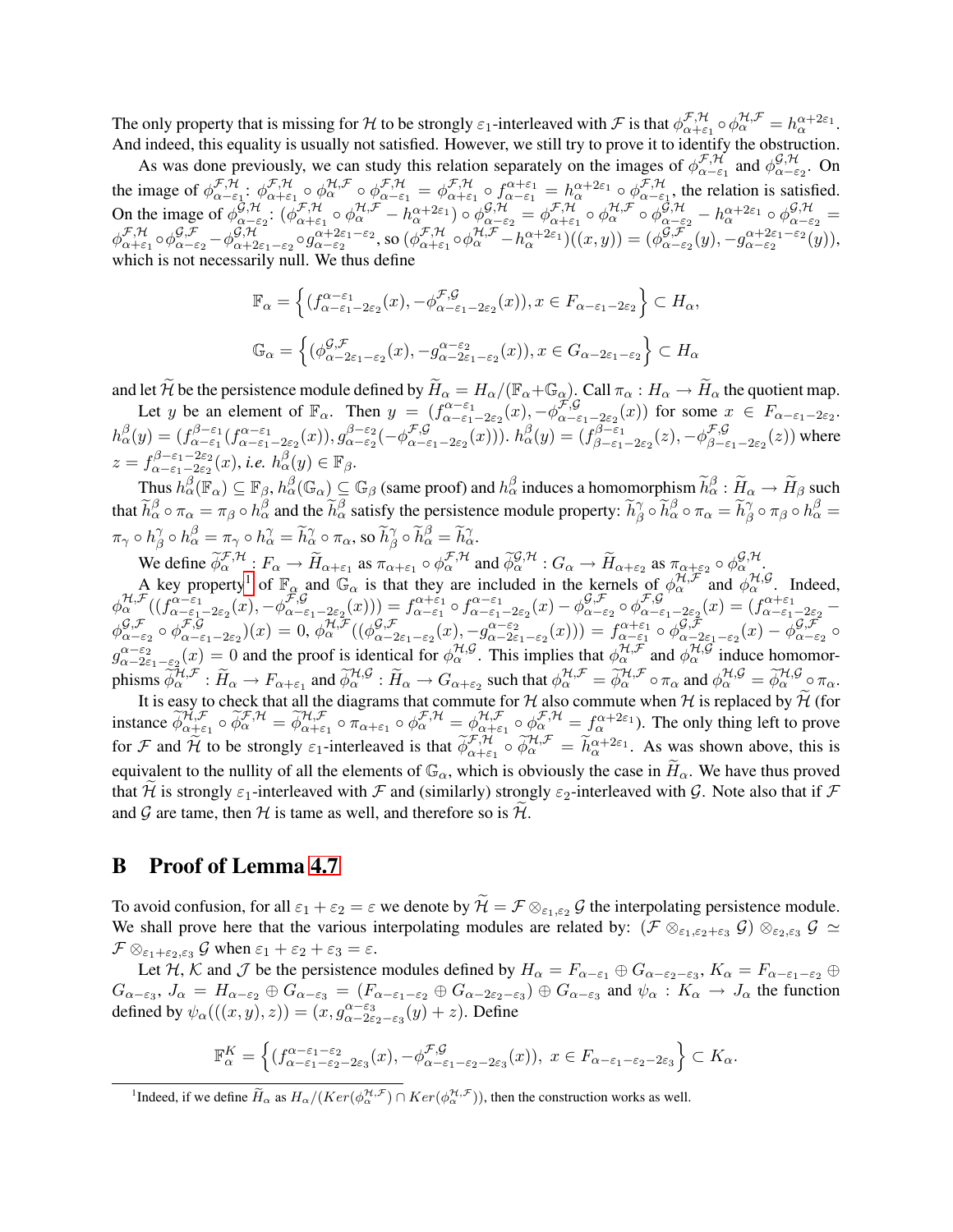The only property that is missing for $\mathcal{H}$ to be strongly $\varepsilon_1$-interleaved with $\mathcal{F}$ is that $\phi^{\mathcal{F},\mathcal{H}}_{\alpha+\varepsilon_1} \circ \phi^{\mathcal{H},\mathcal{F}}_{\alpha} = h^{\alpha+2\varepsilon_1}_{\alpha}$. And indeed, this equality is usually not satisfied. However, we still try to prove it to identify the obstruction.

As was done previously, we can study this relation separately on the images of $\phi^{\mathcal{F},\mathcal{H}}_{\alpha-\varepsilon_1}$ and $\phi^{\mathcal{G},\mathcal{H}}_{\alpha-\varepsilon_2}$. On the image of $\phi^{\mathcal{F},\mathcal{H}}_{\alpha-\varepsilon_1}$: $\phi^{\mathcal{F},\mathcal{H}}_{\alpha+\varepsilon_1} \circ \phi^{\mathcal{H},\mathcal{F}}_{\alpha} \circ \phi^{\mathcal{F},\mathcal{H}}_{\alpha-\varepsilon_1} = \phi^{\mathcal{F},\mathcal{H}}_{\alpha+\varepsilon_1} \circ f^{\alpha+\varepsilon_1}_{\alpha-\varepsilon_1} = h^{\alpha+2\varepsilon_1}_{\alpha} \circ \phi^{\mathcal{F},\mathcal{H}}_{\alpha-\varepsilon_1}$, the relation is satisfied. On the image of $\phi^{\mathcal{G},\mathcal{H}}_{\alpha-\varepsilon_2}$: $(\phi^{\mathcal{F},\mathcal{H}}_{\alpha+\varepsilon_1} \circ \phi^{\mathcal{H},\mathcal{F}}_{\alpha} - h^{\alpha+2\varepsilon_1}_{\alpha}) \circ \phi^{\mathcal{G},\mathcal{H}}_{\alpha-\varepsilon_2} = \phi^{\mathcal{F},\mathcal{H}}_{\alpha+\varepsilon_1} \circ \phi^{\mathcal{H},\mathcal{F}}_{\alpha} \circ \phi^{\mathcal{G},\mathcal{H}}_{\alpha-\varepsilon_2} - h^{\alpha+2\varepsilon_1}_{\alpha} \circ \phi^{\mathcal{G},\mathcal{H}}_{\alpha-\varepsilon_2} = \phi^{\mathcal{F},\mathcal{H}}_{\alpha+\varepsilon_1} \circ \phi^{\mathcal{G},\mathcal{F}}_{\alpha-\varepsilon_2} - \phi^{\mathcal{G},\mathcal{H}}_{\alpha+2\varepsilon_1-\varepsilon_2} \circ g^{\alpha+2\varepsilon_1-\varepsilon_2}_{\alpha-\varepsilon_2}$, so $(\phi^{\mathcal{F},\mathcal{H}}_{\alpha+\varepsilon_1} \circ \phi^{\mathcal{H},\mathcal{F}}_{\alpha} - h^{\alpha+2\varepsilon_1}_{\alpha})((x,y)) = (\phi^{\mathcal{G},\mathcal{F}}_{\alpha-\varepsilon_2}(y), -g^{\alpha+2\varepsilon_1-\varepsilon_2}_{\alpha-\varepsilon_2}(y))$, which is not necessarily null. We thus define

$$\mathbb{F}_{\alpha} = \left\{ (f^{\alpha-\varepsilon_1}_{\alpha-\varepsilon_1-2\varepsilon_2}(x), -\phi^{\mathcal{F},\mathcal{G}}_{\alpha-\varepsilon_1-2\varepsilon_2}(x)), x \in F_{\alpha-\varepsilon_1-2\varepsilon_2} \right\} \subset H_{\alpha},$$

$$\mathbb{G}_{\alpha} = \left\{ (\phi^{\mathcal{G},\mathcal{F}}_{\alpha-2\varepsilon_1-\varepsilon_2}(x), -g^{\alpha-\varepsilon_2}_{\alpha-2\varepsilon_1-\varepsilon_2}(x)), x \in G_{\alpha-2\varepsilon_1-\varepsilon_2} \right\} \subset H_{\alpha}$$

and let $\widetilde{\mathcal{H}}$ be the persistence module defined by $\widetilde{H}_{\alpha} = H_{\alpha}/(\mathbb{F}_{\alpha}+\mathbb{G}_{\alpha})$. Call $\pi_{\alpha} : H_{\alpha} \to \widetilde{H}_{\alpha}$ the quotient map.

Let $y$ be an element of $\mathbb{F}_{\alpha}$. Then $y = (f^{\alpha-\varepsilon_1}_{\alpha-\varepsilon_1-2\varepsilon_2}(x), -\phi^{\mathcal{F},\mathcal{G}}_{\alpha-\varepsilon_1-2\varepsilon_2}(x))$ for some $x \in F_{\alpha-\varepsilon_1-2\varepsilon_2}$. $h^{\beta}_{\alpha}(y) = (f^{\beta-\varepsilon_1}_{\alpha-\varepsilon_1}(f^{\alpha-\varepsilon_1}_{\alpha-\varepsilon_1-2\varepsilon_2}(x)), g^{\beta-\varepsilon_2}_{\alpha-\varepsilon_2}(-\phi^{\mathcal{F},\mathcal{G}}_{\alpha-\varepsilon_1-2\varepsilon_2}(x)))$. $h^{\beta}_{\alpha}(y) = (f^{\beta-\varepsilon_1}_{\beta-\varepsilon_1-2\varepsilon_2}(z), -\phi^{\mathcal{F},\mathcal{G}}_{\beta-\varepsilon_1-2\varepsilon_2}(z))$ where $z = f^{\beta-\varepsilon_1-2\varepsilon_2}_{\alpha-\varepsilon_1-2\varepsilon_2}(x)$, *i.e.* $h^{\beta}_{\alpha}(y) \in \mathbb{F}_{\beta}$.

Thus $h^{\beta}_{\alpha}(\mathbb{F}_{\alpha}) \subseteq \mathbb{F}_{\beta}$, $h^{\beta}_{\alpha}(\mathbb{G}_{\alpha}) \subseteq \mathbb{G}_{\beta}$ (same proof) and $h^{\beta}_{\alpha}$ induces a homomorphism $\widetilde{h}^{\beta}_{\alpha} : \widetilde{H}_{\alpha} \to \widetilde{H}_{\beta}$ such that $\widetilde{h}^{\beta}_{\alpha} \circ \pi_{\alpha} = \pi_{\beta} \circ h^{\beta}_{\alpha}$ and the $\widetilde{h}^{\beta}_{\alpha}$ satisfy the persistence module property: $\widetilde{h}^{\gamma}_{\beta} \circ \widetilde{h}^{\beta}_{\alpha} \circ \pi_{\alpha} = \widetilde{h}^{\gamma}_{\beta} \circ \pi_{\beta} \circ h^{\beta}_{\alpha} = \pi_{\gamma} \circ h^{\gamma}_{\beta} \circ h^{\beta}_{\alpha} = \pi_{\gamma} \circ h^{\gamma}_{\alpha} = \widetilde{h}^{\gamma}_{\alpha} \circ \pi_{\alpha}$, so $\widetilde{h}^{\gamma}_{\beta} \circ \widetilde{h}^{\beta}_{\alpha} = \widetilde{h}^{\gamma}_{\alpha}$.

We define $\widetilde{\phi}^{\mathcal{F},\mathcal{H}}_{\alpha} : F_{\alpha} \to \widetilde{H}_{\alpha+\varepsilon_1}$ as $\pi_{\alpha+\varepsilon_1} \circ \phi^{\mathcal{F},\mathcal{H}}_{\alpha}$ and $\widetilde{\phi}^{\mathcal{G},\mathcal{H}}_{\alpha} : G_{\alpha} \to \widetilde{H}_{\alpha+\varepsilon_2}$ as $\pi_{\alpha+\varepsilon_2} \circ \phi^{\mathcal{G},\mathcal{H}}_{\alpha}$.

A key property[1] of $\mathbb{F}_{\alpha}$ and $\mathbb{G}_{\alpha}$ is that they are included in the kernels of $\phi^{\mathcal{H},\mathcal{F}}_{\alpha}$ and $\phi^{\mathcal{H},\mathcal{G}}_{\alpha}$. Indeed, $\phi^{\mathcal{H},\mathcal{F}}_{\alpha}((f^{\alpha-\varepsilon_1}_{\alpha-\varepsilon_1-2\varepsilon_2}(x), -\phi^{\mathcal{F},\mathcal{G}}_{\alpha-\varepsilon_1-2\varepsilon_2}(x))) = f^{\alpha+\varepsilon_1}_{\alpha-\varepsilon_1} \circ f^{\alpha-\varepsilon_1}_{\alpha-\varepsilon_1-2\varepsilon_2}(x) - \phi^{\mathcal{G},\mathcal{F}}_{\alpha-\varepsilon_2} \circ \phi^{\mathcal{F},\mathcal{G}}_{\alpha-\varepsilon_1-2\varepsilon_2}(x) = (f^{\alpha+\varepsilon_1}_{\alpha-\varepsilon_1-2\varepsilon_2} - \phi^{\mathcal{G},\mathcal{F}}_{\alpha-\varepsilon_2} \circ \phi^{\mathcal{F},\mathcal{G}}_{\alpha-\varepsilon_1-2\varepsilon_2})(x) = 0$, $\phi^{\mathcal{H},\mathcal{F}}_{\alpha}((\phi^{\mathcal{G},\mathcal{F}}_{\alpha-2\varepsilon_1-\varepsilon_2}(x), -g^{\alpha-\varepsilon_2}_{\alpha-2\varepsilon_1-\varepsilon_2}(x))) = f^{\alpha+\varepsilon_1}_{\alpha-\varepsilon_1} \circ \phi^{\mathcal{G},\mathcal{F}}_{\alpha-2\varepsilon_1-\varepsilon_2}(x) - \phi^{\mathcal{G},\mathcal{F}}_{\alpha-\varepsilon_2} \circ g^{\alpha-\varepsilon_2}_{\alpha-2\varepsilon_1-\varepsilon_2}(x) = 0$ and the proof is identical for $\phi^{\mathcal{H},\mathcal{G}}_{\alpha}$. This implies that $\phi^{\mathcal{H},\mathcal{F}}_{\alpha}$ and $\phi^{\mathcal{H},\mathcal{G}}_{\alpha}$ induce homomorphisms $\widetilde{\phi}^{\mathcal{H},\mathcal{F}}_{\alpha} : \widetilde{H}_{\alpha} \to F_{\alpha+\varepsilon_1}$ and $\widetilde{\phi}^{\mathcal{H},\mathcal{G}}_{\alpha} : \widetilde{H}_{\alpha} \to G_{\alpha+\varepsilon_2}$ such that $\phi^{\mathcal{H},\mathcal{F}}_{\alpha} = \widetilde{\phi}^{\mathcal{H},\mathcal{F}}_{\alpha} \circ \pi_{\alpha}$ and $\phi^{\mathcal{H},\mathcal{G}}_{\alpha} = \widetilde{\phi}^{\mathcal{H},\mathcal{G}}_{\alpha} \circ \pi_{\alpha}$.

It is easy to check that all the diagrams that commute for $\mathcal{H}$ also commute when $\mathcal{H}$ is replaced by $\widetilde{\mathcal{H}}$ (for instance $\widetilde{\phi}^{\mathcal{H},\mathcal{F}}_{\alpha+\varepsilon_1} \circ \widetilde{\phi}^{\mathcal{F},\mathcal{H}}_{\alpha} = \widetilde{\phi}^{\mathcal{H},\mathcal{F}}_{\alpha+\varepsilon_1} \circ \pi_{\alpha+\varepsilon_1} \circ \phi^{\mathcal{F},\mathcal{H}}_{\alpha} = \phi^{\mathcal{H},\mathcal{F}}_{\alpha+\varepsilon_1} \circ \phi^{\mathcal{F},\mathcal{H}}_{\alpha} = f^{\alpha+2\varepsilon_1}_{\alpha}$). The only thing left to prove for $\mathcal{F}$ and $\widetilde{\mathcal{H}}$ to be strongly $\varepsilon_1$-interleaved is that $\widetilde{\phi}^{\mathcal{F},\mathcal{H}}_{\alpha+\varepsilon_1} \circ \widetilde{\phi}^{\mathcal{H},\mathcal{F}}_{\alpha} = \widetilde{h}^{\alpha+2\varepsilon_1}_{\alpha}$. As was shown above, this is equivalent to the nullity of all the elements of $\mathbb{G}_{\alpha}$, which is obviously the case in $\widetilde{H}_{\alpha}$. We have thus proved that $\widetilde{\mathcal{H}}$ is strongly $\varepsilon_1$-interleaved with $\mathcal{F}$ and (similarly) strongly $\varepsilon_2$-interleaved with $\mathcal{G}$. Note also that if $\mathcal{F}$ and $\mathcal{G}$ are tame, then $\mathcal{H}$ is tame as well, and therefore so is $\widetilde{\mathcal{H}}$.

## B Proof of Lemma 4.7

To avoid confusion, for all $\varepsilon_1 + \varepsilon_2 = \varepsilon$ we denote by $\widetilde{\mathcal{H}} = \mathcal{F} \otimes_{\varepsilon_1,\varepsilon_2} \mathcal{G}$ the interpolating persistence module. We shall prove here that the various interpolating modules are related by: $(\mathcal{F} \otimes_{\varepsilon_1,\varepsilon_2+\varepsilon_3} \mathcal{G}) \otimes_{\varepsilon_2,\varepsilon_3} \mathcal{G} \simeq \mathcal{F} \otimes_{\varepsilon_1+\varepsilon_2,\varepsilon_3} \mathcal{G}$ when $\varepsilon_1 + \varepsilon_2 + \varepsilon_3 = \varepsilon$.

Let $\mathcal{H}$, $\mathcal{K}$ and $\mathcal{J}$ be the persistence modules defined by $H_{\alpha} = F_{\alpha-\varepsilon_1} \oplus G_{\alpha-\varepsilon_2-\varepsilon_3}$, $K_{\alpha} = F_{\alpha-\varepsilon_1-\varepsilon_2} \oplus G_{\alpha-\varepsilon_3}$, $J_{\alpha} = H_{\alpha-\varepsilon_2} \oplus G_{\alpha-\varepsilon_3} = (F_{\alpha-\varepsilon_1-\varepsilon_2} \oplus G_{\alpha-2\varepsilon_2-\varepsilon_3}) \oplus G_{\alpha-\varepsilon_3}$ and $\psi_{\alpha} : K_{\alpha} \to J_{\alpha}$ the function defined by $\psi_{\alpha}(((x,y),z)) = (x, g^{\alpha-\varepsilon_3}_{\alpha-2\varepsilon_2-\varepsilon_3}(y) + z)$. Define

$$\mathbb{F}^{K}_{\alpha} = \left\{ (f^{\alpha-\varepsilon_1-\varepsilon_2}_{\alpha-\varepsilon_1-\varepsilon_2-2\varepsilon_3}(x), -\phi^{\mathcal{F},\mathcal{G}}_{\alpha-\varepsilon_1-\varepsilon_2-2\varepsilon_3}(x)),\ x \in F_{\alpha-\varepsilon_1-\varepsilon_2-2\varepsilon_3} \right\} \subset K_{\alpha}.$$

---

[1] Indeed, if we define $\widetilde{H}_{\alpha}$ as $H_{\alpha}/(Ker(\phi^{\mathcal{H},\mathcal{F}}_{\alpha}) \cap Ker(\phi^{\mathcal{H},\mathcal{F}}_{\alpha}))$, then the construction works as well.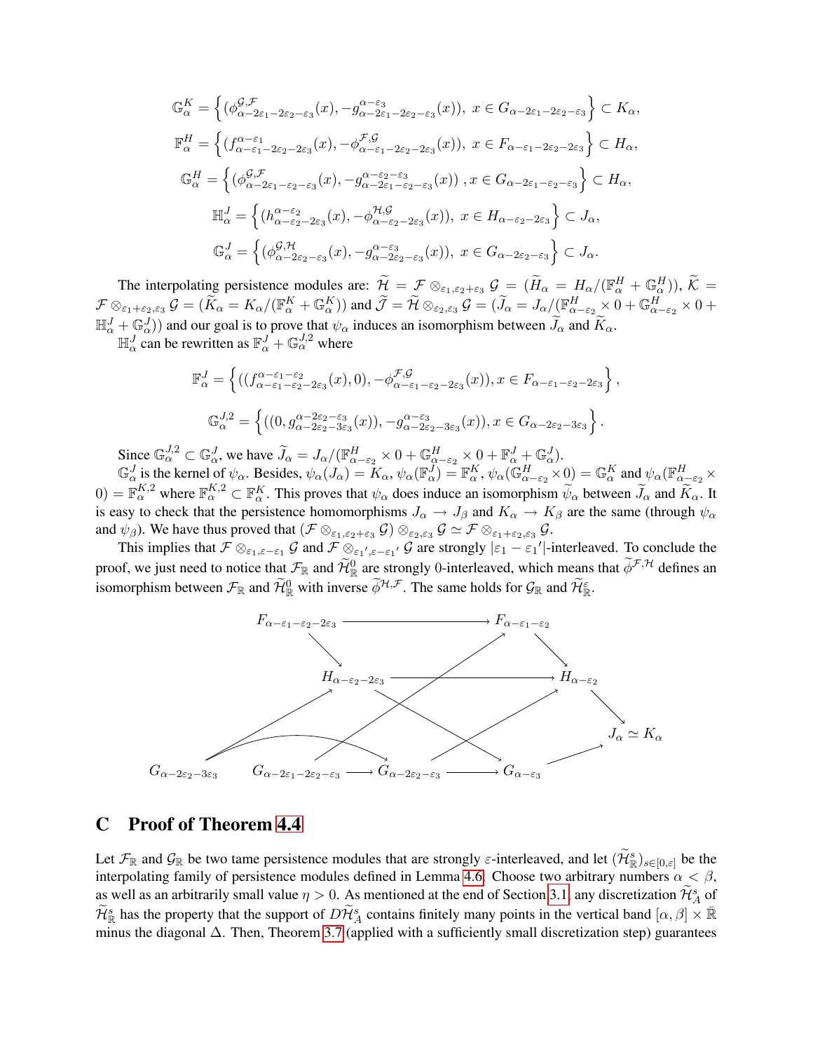$$\mathbb{G}^K_\alpha = \left\{ (\phi^{\mathcal{G},\mathcal{F}}_{\alpha-2\varepsilon_1-2\varepsilon_2-\varepsilon_3}(x), -g^{\alpha-\varepsilon_3}_{\alpha-2\varepsilon_1-2\varepsilon_2-\varepsilon_3}(x)),\ x \in G_{\alpha-2\varepsilon_1-2\varepsilon_2-\varepsilon_3} \right\} \subset K_\alpha,$$

$$\mathbb{F}^H_\alpha = \left\{ (f^{\alpha-\varepsilon_1}_{\alpha-\varepsilon_1-2\varepsilon_2-2\varepsilon_3}(x), -\phi^{\mathcal{F},\mathcal{G}}_{\alpha-\varepsilon_1-2\varepsilon_2-2\varepsilon_3}(x)),\ x \in F_{\alpha-\varepsilon_1-2\varepsilon_2-2\varepsilon_3} \right\} \subset H_\alpha,$$

$$\mathbb{G}^H_\alpha = \left\{ (\phi^{\mathcal{G},\mathcal{F}}_{\alpha-2\varepsilon_1-\varepsilon_2-\varepsilon_3}(x), -g^{\alpha-\varepsilon_2-\varepsilon_3}_{\alpha-2\varepsilon_1-\varepsilon_2-\varepsilon_3}(x))\ , x \in G_{\alpha-2\varepsilon_1-\varepsilon_2-\varepsilon_3} \right\} \subset H_\alpha,$$

$$\mathbb{H}^J_\alpha = \left\{ (h^{\alpha-\varepsilon_2}_{\alpha-\varepsilon_2-2\varepsilon_3}(x), -\phi^{\mathcal{H},\mathcal{G}}_{\alpha-\varepsilon_2-2\varepsilon_3}(x)),\ x \in H_{\alpha-\varepsilon_2-2\varepsilon_3} \right\} \subset J_\alpha,$$

$$\mathbb{G}^J_\alpha = \left\{ (\phi^{\mathcal{G},\mathcal{H}}_{\alpha-2\varepsilon_2-\varepsilon_3}(x), -g^{\alpha-\varepsilon_3}_{\alpha-2\varepsilon_2-\varepsilon_3}(x)),\ x \in G_{\alpha-2\varepsilon_2-\varepsilon_3} \right\} \subset J_\alpha.$$

The interpolating persistence modules are: $\widetilde{\mathcal{H}} = \mathcal{F} \otimes_{\varepsilon_1,\varepsilon_2+\varepsilon_3} \mathcal{G} = (\widetilde{H}_\alpha = H_\alpha/(\mathbb{F}^H_\alpha + \mathbb{G}^H_\alpha))$, $\widetilde{\mathcal{K}} = \mathcal{F} \otimes_{\varepsilon_1+\varepsilon_2,\varepsilon_3} \mathcal{G} = (\widetilde{K}_\alpha = K_\alpha/(\mathbb{F}^K_\alpha + \mathbb{G}^K_\alpha))$ and $\widetilde{\mathcal{J}} = \widetilde{\mathcal{H}} \otimes_{\varepsilon_2,\varepsilon_3} \mathcal{G} = (\widetilde{J}_\alpha = J_\alpha/(\mathbb{F}^H_{\alpha-\varepsilon_2} \times 0 + \mathbb{G}^H_{\alpha-\varepsilon_2} \times 0 + \mathbb{H}^J_\alpha + \mathbb{G}^J_\alpha))$ and our goal is to prove that $\psi_\alpha$ induces an isomorphism between $\widetilde{J}_\alpha$ and $\widetilde{K}_\alpha$.

$\mathbb{H}^J_\alpha$ can be rewritten as $\mathbb{F}^J_\alpha + \mathbb{G}^{J,2}_\alpha$ where

$$\mathbb{F}^J_\alpha = \left\{ ((f^{\alpha-\varepsilon_1-\varepsilon_2}_{\alpha-\varepsilon_1-\varepsilon_2-2\varepsilon_3}(x), 0), -\phi^{\mathcal{F},\mathcal{G}}_{\alpha-\varepsilon_1-\varepsilon_2-2\varepsilon_3}(x)), x \in F_{\alpha-\varepsilon_1-\varepsilon_2-2\varepsilon_3} \right\},$$

$$\mathbb{G}^{J,2}_\alpha = \left\{ ((0, g^{\alpha-2\varepsilon_2-\varepsilon_3}_{\alpha-2\varepsilon_2-3\varepsilon_3}(x)), -g^{\alpha-\varepsilon_3}_{\alpha-2\varepsilon_2-3\varepsilon_3}(x)), x \in G_{\alpha-2\varepsilon_2-3\varepsilon_3} \right\}.$$

Since $\mathbb{G}^{J,2}_\alpha \subset \mathbb{G}^J_\alpha$, we have $\widetilde{J}_\alpha = J_\alpha/(\mathbb{F}^H_{\alpha-\varepsilon_2} \times 0 + \mathbb{G}^H_{\alpha-\varepsilon_2} \times 0 + \mathbb{F}^J_\alpha + \mathbb{G}^J_\alpha)$.

$\mathbb{G}^J_\alpha$ is the kernel of $\psi_\alpha$. Besides, $\psi_\alpha(J_\alpha) = K_\alpha$, $\psi_\alpha(\mathbb{F}^J_\alpha) = \mathbb{F}^K_\alpha$, $\psi_\alpha(\mathbb{G}^H_{\alpha-\varepsilon_2} \times 0) = \mathbb{G}^K_\alpha$ and $\psi_\alpha(\mathbb{F}^H_{\alpha-\varepsilon_2} \times 0) = \mathbb{F}^{K,2}_\alpha$ where $\mathbb{F}^{K,2}_\alpha \subset \mathbb{F}^K_\alpha$. This proves that $\psi_\alpha$ does induce an isomorphism $\widetilde{\psi}_\alpha$ between $\widetilde{J}_\alpha$ and $\widetilde{K}_\alpha$. It is easy to check that the persistence homomorphisms $J_\alpha \to J_\beta$ and $K_\alpha \to K_\beta$ are the same (through $\psi_\alpha$ and $\psi_\beta$). We have thus proved that $(\mathcal{F} \otimes_{\varepsilon_1,\varepsilon_2+\varepsilon_3} \mathcal{G}) \otimes_{\varepsilon_2,\varepsilon_3} \mathcal{G} \simeq \mathcal{F} \otimes_{\varepsilon_1+\varepsilon_2,\varepsilon_3} \mathcal{G}$.

This implies that $\mathcal{F} \otimes_{\varepsilon_1,\varepsilon-\varepsilon_1} \mathcal{G}$ and $\mathcal{F} \otimes_{\varepsilon_1',\varepsilon-\varepsilon_1'} \mathcal{G}$ are strongly $|\varepsilon_1 - \varepsilon_1'|$-interleaved. To conclude the proof, we just need to notice that $\mathcal{F}_\mathbb{R}$ and $\widetilde{\mathcal{H}}^0_\mathbb{R}$ are strongly 0-interleaved, which means that $\widetilde{\phi}^{\mathcal{F},\mathcal{H}}$ defines an isomorphism between $\mathcal{F}_\mathbb{R}$ and $\widetilde{\mathcal{H}}^0_\mathbb{R}$ with inverse $\widetilde{\phi}^{\mathcal{H},\mathcal{F}}$. The same holds for $\mathcal{G}_\mathbb{R}$ and $\widetilde{\mathcal{H}}^\varepsilon_\mathbb{R}$.

$F_{\alpha-\varepsilon_1-\varepsilon_2-2\varepsilon_3} \longrightarrow F_{\alpha-\varepsilon_1-\varepsilon_2}$

$H_{\alpha-\varepsilon_2-2\varepsilon_3} \longrightarrow H_{\alpha-\varepsilon_2}$

$J_\alpha \simeq K_\alpha$

$G_{\alpha-2\varepsilon_2-3\varepsilon_3} \quad G_{\alpha-2\varepsilon_1-2\varepsilon_2-\varepsilon_3} \longrightarrow G_{\alpha-2\varepsilon_2-\varepsilon_3} \longrightarrow G_{\alpha-\varepsilon_3}$

## C Proof of Theorem 4.4

Let $\mathcal{F}_\mathbb{R}$ and $\mathcal{G}_\mathbb{R}$ be two tame persistence modules that are strongly $\varepsilon$-interleaved, and let $(\widetilde{\mathcal{H}}^s_\mathbb{R})_{s\in[0,\varepsilon]}$ be the interpolating family of persistence modules defined in Lemma 4.6. Choose two arbitrary numbers $\alpha < \beta$, as well as an arbitrarily small value $\eta > 0$. As mentioned at the end of Section 3.1, any discretization $\widetilde{\mathcal{H}}^s_A$ of $\widetilde{\mathcal{H}}^s_\mathbb{R}$ has the property that the support of $D\widetilde{\mathcal{H}}^s_A$ contains finitely many points in the vertical band $[\alpha, \beta] \times \bar{\mathbb{R}}$ minus the diagonal $\Delta$. Then, Theorem 3.7 (applied with a sufficiently small discretization step) guarantees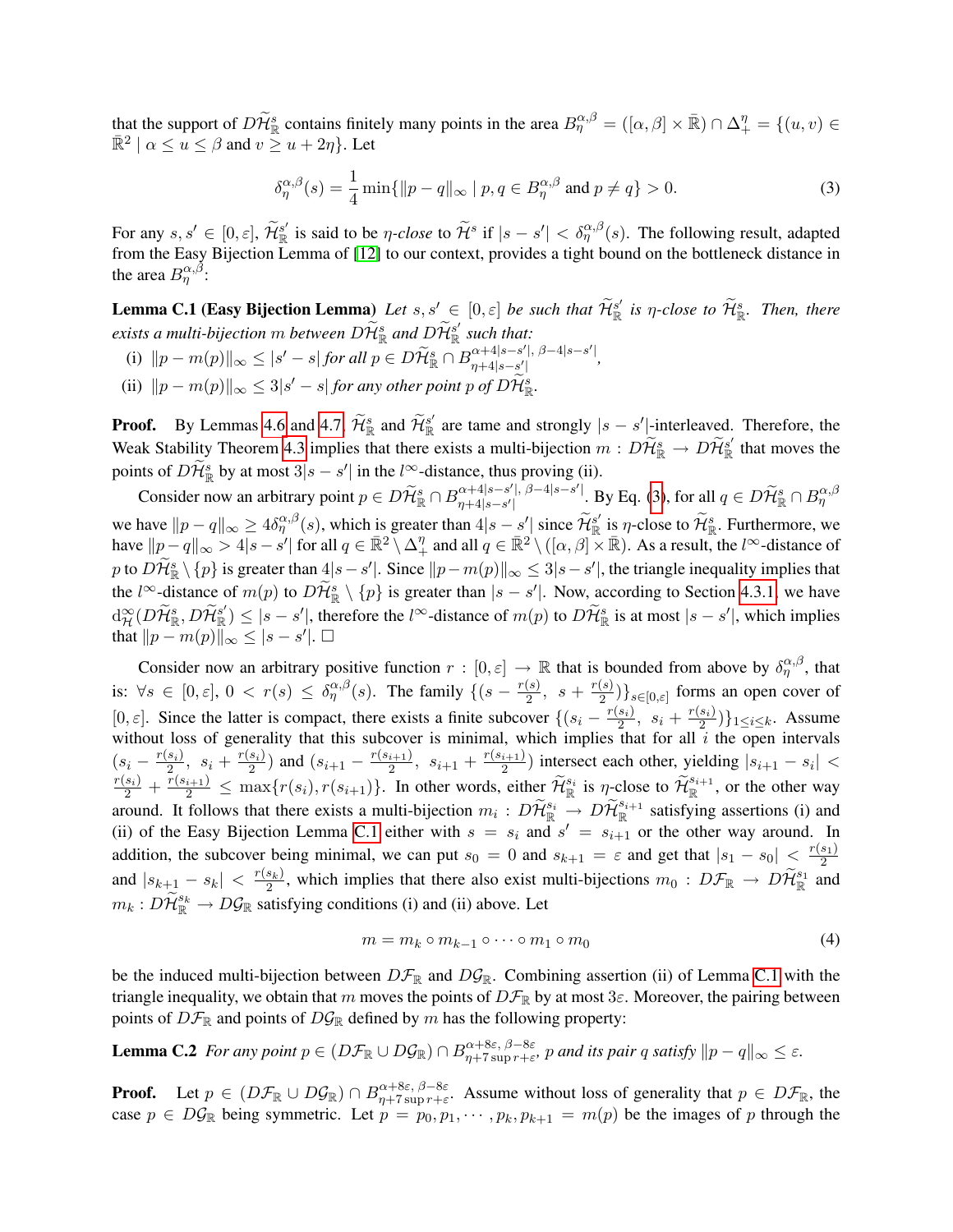that the support of $D\widetilde{\mathcal{H}}^s_{\mathbb{R}}$ contains finitely many points in the area $B^{\alpha,\beta}_\eta = ([\alpha,\beta]\times\bar{\mathbb{R}})\cap\Delta^\eta_+ = \{(u,v)\in\bar{\mathbb{R}}^2 \mid \alpha\leq u\leq\beta \text{ and } v\geq u+2\eta\}$. Let

$$\delta^{\alpha,\beta}_\eta(s) = \frac{1}{4}\min\{\|p-q\|_\infty \mid p,q\in B^{\alpha,\beta}_\eta \text{ and } p\neq q\} > 0. \tag{3}$$

For any $s,s'\in[0,\varepsilon]$, $\widetilde{\mathcal{H}}^{s'}_{\mathbb{R}}$ is said to be *$\eta$-close* to $\widetilde{\mathcal{H}}^s$ if $|s-s'|<\delta^{\alpha,\beta}_\eta(s)$. The following result, adapted from the Easy Bijection Lemma of [12] to our context, provides a tight bound on the bottleneck distance in the area $B^{\alpha,\beta}_\eta$:

**Lemma C.1 (Easy Bijection Lemma)** *Let $s,s'\in[0,\varepsilon]$ be such that $\widetilde{\mathcal{H}}^{s'}_{\mathbb{R}}$ is $\eta$-close to $\widetilde{\mathcal{H}}^s_{\mathbb{R}}$. Then, there exists a multi-bijection $m$ between $D\widetilde{\mathcal{H}}^s_{\mathbb{R}}$ and $D\widetilde{\mathcal{H}}^{s'}_{\mathbb{R}}$ such that:*

(i) $\|p-m(p)\|_\infty\leq|s'-s|$ *for all* $p\in D\widetilde{\mathcal{H}}^s_{\mathbb{R}}\cap B^{\alpha+4|s-s'|,\ \beta-4|s-s'|}_{\eta+4|s-s'|}$,

(ii) $\|p-m(p)\|_\infty\leq 3|s'-s|$ *for any other point $p$ of* $D\widetilde{\mathcal{H}}^s_{\mathbb{R}}$.

**Proof.** By Lemmas 4.6 and 4.7, $\widetilde{\mathcal{H}}^s_{\mathbb{R}}$ and $\widetilde{\mathcal{H}}^{s'}_{\mathbb{R}}$ are tame and strongly $|s-s'|$-interleaved. Therefore, the Weak Stability Theorem 4.3 implies that there exists a multi-bijection $m: D\widetilde{\mathcal{H}}^s_{\mathbb{R}}\to D\widetilde{\mathcal{H}}^{s'}_{\mathbb{R}}$ that moves the points of $D\widetilde{\mathcal{H}}^s_{\mathbb{R}}$ by at most $3|s-s'|$ in the $l^\infty$-distance, thus proving (ii).

Consider now an arbitrary point $p\in D\widetilde{\mathcal{H}}^s_{\mathbb{R}}\cap B^{\alpha+4|s-s'|,\ \beta-4|s-s'|}_{\eta+4|s-s'|}$. By Eq. (3), for all $q\in D\widetilde{\mathcal{H}}^s_{\mathbb{R}}\cap B^{\alpha,\beta}_\eta$ we have $\|p-q\|_\infty\geq 4\delta^{\alpha,\beta}_\eta(s)$, which is greater than $4|s-s'|$ since $\widetilde{\mathcal{H}}^{s'}_{\mathbb{R}}$ is $\eta$-close to $\widetilde{\mathcal{H}}^s_{\mathbb{R}}$. Furthermore, we have $\|p-q\|_\infty>4|s-s'|$ for all $q\in\bar{\mathbb{R}}^2\setminus\Delta^\eta_+$ and all $q\in\bar{\mathbb{R}}^2\setminus([\alpha,\beta]\times\bar{\mathbb{R}})$. As a result, the $l^\infty$-distance of $p$ to $D\widetilde{\mathcal{H}}^s_{\mathbb{R}}\setminus\{p\}$ is greater than $4|s-s'|$. Since $\|p-m(p)\|_\infty\leq 3|s-s'|$, the triangle inequality implies that the $l^\infty$-distance of $m(p)$ to $D\widetilde{\mathcal{H}}^s_{\mathbb{R}}\setminus\{p\}$ is greater than $|s-s'|$. Now, according to Section 4.3.1, we have $\mathrm{d}^\infty_{\mathcal{H}}(D\widetilde{\mathcal{H}}^s_{\mathbb{R}}, D\widetilde{\mathcal{H}}^{s'}_{\mathbb{R}})\leq|s-s'|$, therefore the $l^\infty$-distance of $m(p)$ to $D\widetilde{\mathcal{H}}^s_{\mathbb{R}}$ is at most $|s-s'|$, which implies that $\|p-m(p)\|_\infty\leq|s-s'|$. □

Consider now an arbitrary positive function $r:[0,\varepsilon]\to\mathbb{R}$ that is bounded from above by $\delta^{\alpha,\beta}_\eta$, that is: $\forall s\in[0,\varepsilon],\ 0<r(s)\leq\delta^{\alpha,\beta}_\eta(s)$. The family $\{(s-\frac{r(s)}{2},\ s+\frac{r(s)}{2})\}_{s\in[0,\varepsilon]}$ forms an open cover of $[0,\varepsilon]$. Since the latter is compact, there exists a finite subcover $\{(s_i-\frac{r(s_i)}{2},\ s_i+\frac{r(s_i)}{2})\}_{1\leq i\leq k}$. Assume without loss of generality that this subcover is minimal, which implies that for all $i$ the open intervals $(s_i-\frac{r(s_i)}{2},\ s_i+\frac{r(s_i)}{2})$ and $(s_{i+1}-\frac{r(s_{i+1})}{2},\ s_{i+1}+\frac{r(s_{i+1})}{2})$ intersect each other, yielding $|s_{i+1}-s_i|<\frac{r(s_i)}{2}+\frac{r(s_{i+1})}{2}\leq\max\{r(s_i),r(s_{i+1})\}$. In other words, either $\widetilde{\mathcal{H}}^{s_i}_{\mathbb{R}}$ is $\eta$-close to $\widetilde{\mathcal{H}}^{s_{i+1}}_{\mathbb{R}}$, or the other way around. It follows that there exists a multi-bijection $m_i: D\widetilde{\mathcal{H}}^{s_i}_{\mathbb{R}}\to D\widetilde{\mathcal{H}}^{s_{i+1}}_{\mathbb{R}}$ satisfying assertions (i) and (ii) of the Easy Bijection Lemma C.1 either with $s=s_i$ and $s'=s_{i+1}$ or the other way around. In addition, the subcover being minimal, we can put $s_0=0$ and $s_{k+1}=\varepsilon$ and get that $|s_1-s_0|<\frac{r(s_1)}{2}$ and $|s_{k+1}-s_k|<\frac{r(s_k)}{2}$, which implies that there also exist multi-bijections $m_0: D\mathcal{F}_{\mathbb{R}}\to D\widetilde{\mathcal{H}}^{s_1}_{\mathbb{R}}$ and $m_k: D\widetilde{\mathcal{H}}^{s_k}_{\mathbb{R}}\to D\mathcal{G}_{\mathbb{R}}$ satisfying conditions (i) and (ii) above. Let

$$m = m_k\circ m_{k-1}\circ\cdots\circ m_1\circ m_0 \tag{4}$$

be the induced multi-bijection between $D\mathcal{F}_{\mathbb{R}}$ and $D\mathcal{G}_{\mathbb{R}}$. Combining assertion (ii) of Lemma C.1 with the triangle inequality, we obtain that $m$ moves the points of $D\mathcal{F}_{\mathbb{R}}$ by at most $3\varepsilon$. Moreover, the pairing between points of $D\mathcal{F}_{\mathbb{R}}$ and points of $D\mathcal{G}_{\mathbb{R}}$ defined by $m$ has the following property:

**Lemma C.2** *For any point $p\in(D\mathcal{F}_{\mathbb{R}}\cup D\mathcal{G}_{\mathbb{R}})\cap B^{\alpha+8\varepsilon,\ \beta-8\varepsilon}_{\eta+7\sup r+\varepsilon}$, $p$ and its pair $q$ satisfy $\|p-q\|_\infty\leq\varepsilon$.*

**Proof.** Let $p\in(D\mathcal{F}_{\mathbb{R}}\cup D\mathcal{G}_{\mathbb{R}})\cap B^{\alpha+8\varepsilon,\ \beta-8\varepsilon}_{\eta+7\sup r+\varepsilon}$. Assume without loss of generality that $p\in D\mathcal{F}_{\mathbb{R}}$, the case $p\in D\mathcal{G}_{\mathbb{R}}$ being symmetric. Let $p=p_0,p_1,\cdots,p_k,p_{k+1}=m(p)$ be the images of $p$ through the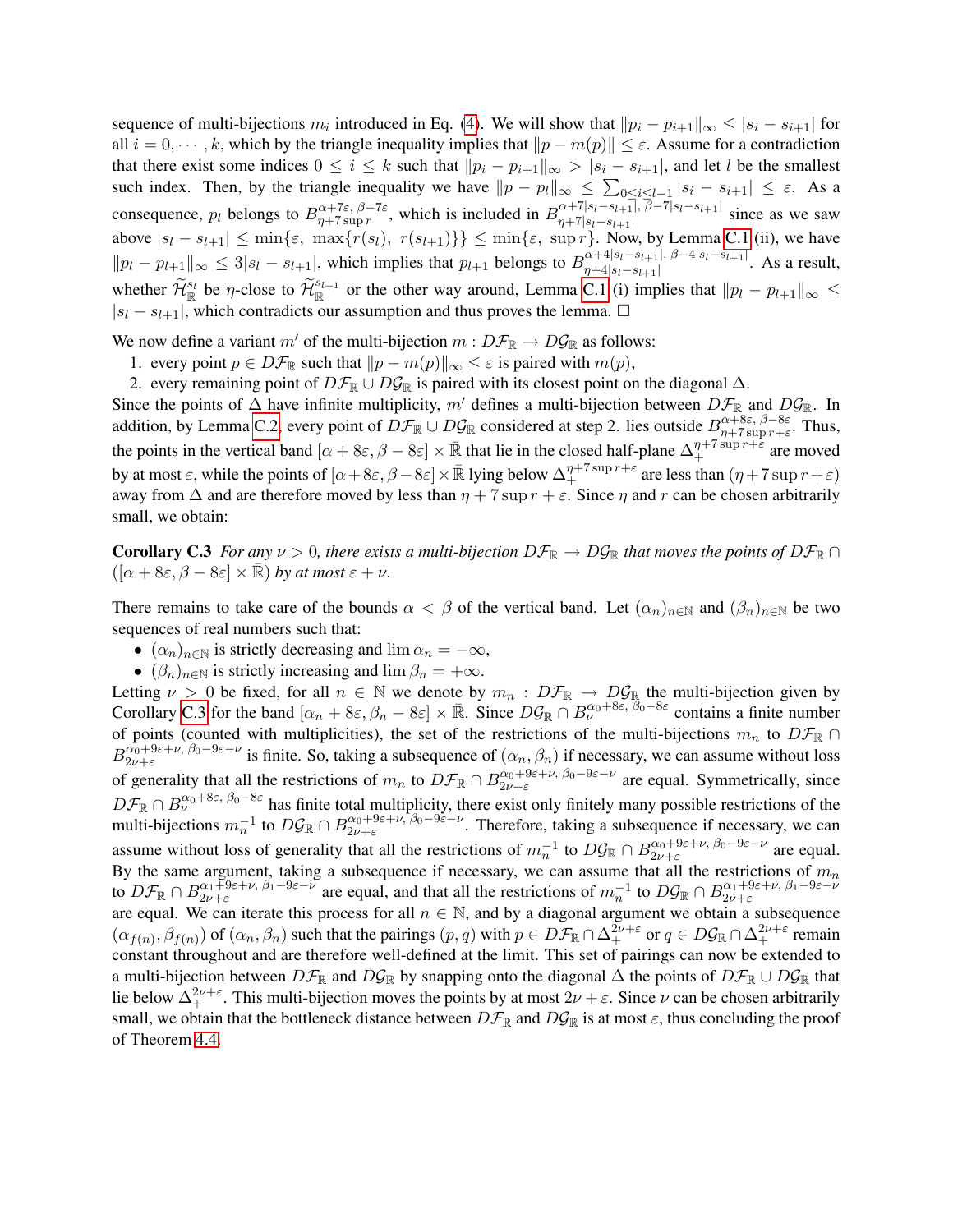sequence of multi-bijections $m_i$ introduced in Eq. (4). We will show that $\|p_i - p_{i+1}\|_\infty \leq |s_i - s_{i+1}|$ for all $i = 0, \cdots, k$, which by the triangle inequality implies that $\|p - m(p)\| \leq \varepsilon$. Assume for a contradiction that there exist some indices $0 \leq i \leq k$ such that $\|p_i - p_{i+1}\|_\infty > |s_i - s_{i+1}|$, and let $l$ be the smallest such index. Then, by the triangle inequality we have $\|p - p_l\|_\infty \leq \sum_{0 \leq i \leq l-1} |s_i - s_{i+1}| \leq \varepsilon$. As a consequence, $p_l$ belongs to $B^{\alpha+7\varepsilon,\, \beta-7\varepsilon}_{\eta+7\sup r}$, which is included in $B^{\alpha+7|s_l-s_{l+1}|,\, \beta-7|s_l-s_{l+1}|}_{\eta+7|s_l-s_{l+1}|}$ since as we saw above $|s_l - s_{l+1}| \leq \min\{\varepsilon,\ \max\{r(s_l),\ r(s_{l+1})\}\} \leq \min\{\varepsilon,\ \sup r\}$. Now, by Lemma C.1 (ii), we have $\|p_l - p_{l+1}\|_\infty \leq 3|s_l - s_{l+1}|$, which implies that $p_{l+1}$ belongs to $B^{\alpha+4|s_l-s_{l+1}|,\, \beta-4|s_l-s_{l+1}|}_{\eta+4|s_l-s_{l+1}|}$. As a result, whether $\widetilde{\mathcal{H}}^{s_l}_{\mathbb{R}}$ be $\eta$-close to $\widetilde{\mathcal{H}}^{s_{l+1}}_{\mathbb{R}}$ or the other way around, Lemma C.1 (i) implies that $\|p_l - p_{l+1}\|_\infty \leq |s_l - s_{l+1}|$, which contradicts our assumption and thus proves the lemma. $\square$

We now define a variant $m'$ of the multi-bijection $m : D\mathcal{F}_{\mathbb{R}} \to D\mathcal{G}_{\mathbb{R}}$ as follows:

1. every point $p \in D\mathcal{F}_{\mathbb{R}}$ such that $\|p - m(p)\|_\infty \leq \varepsilon$ is paired with $m(p)$,
2. every remaining point of $D\mathcal{F}_{\mathbb{R}} \cup D\mathcal{G}_{\mathbb{R}}$ is paired with its closest point on the diagonal $\Delta$.

Since the points of $\Delta$ have infinite multiplicity, $m'$ defines a multi-bijection between $D\mathcal{F}_{\mathbb{R}}$ and $D\mathcal{G}_{\mathbb{R}}$. In addition, by Lemma C.2, every point of $D\mathcal{F}_{\mathbb{R}} \cup D\mathcal{G}_{\mathbb{R}}$ considered at step 2. lies outside $B^{\alpha+8\varepsilon,\, \beta-8\varepsilon}_{\eta+7\sup r+\varepsilon}$. Thus, the points in the vertical band $[\alpha + 8\varepsilon, \beta - 8\varepsilon] \times \bar{\mathbb{R}}$ that lie in the closed half-plane $\Delta^{\eta+7\sup r+\varepsilon}_+$ are moved by at most $\varepsilon$, while the points of $[\alpha+8\varepsilon, \beta-8\varepsilon] \times \bar{\mathbb{R}}$ lying below $\Delta^{\eta+7\sup r+\varepsilon}_+$ are less than $(\eta + 7\sup r + \varepsilon)$ away from $\Delta$ and are therefore moved by less than $\eta + 7\sup r + \varepsilon$. Since $\eta$ and $r$ can be chosen arbitrarily small, we obtain:

**Corollary C.3** *For any $\nu > 0$, there exists a multi-bijection $D\mathcal{F}_{\mathbb{R}} \to D\mathcal{G}_{\mathbb{R}}$ that moves the points of $D\mathcal{F}_{\mathbb{R}} \cap ([\alpha + 8\varepsilon, \beta - 8\varepsilon] \times \bar{\mathbb{R}})$ by at most $\varepsilon + \nu$.*

There remains to take care of the bounds $\alpha < \beta$ of the vertical band. Let $(\alpha_n)_{n\in\mathbb{N}}$ and $(\beta_n)_{n\in\mathbb{N}}$ be two sequences of real numbers such that:

- $(\alpha_n)_{n\in\mathbb{N}}$ is strictly decreasing and $\lim \alpha_n = -\infty$,
- $(\beta_n)_{n\in\mathbb{N}}$ is strictly increasing and $\lim \beta_n = +\infty$.

Letting $\nu > 0$ be fixed, for all $n \in \mathbb{N}$ we denote by $m_n : D\mathcal{F}_{\mathbb{R}} \to D\mathcal{G}_{\mathbb{R}}$ the multi-bijection given by Corollary C.3 for the band $[\alpha_n + 8\varepsilon, \beta_n - 8\varepsilon] \times \bar{\mathbb{R}}$. Since $D\mathcal{G}_{\mathbb{R}} \cap B^{\alpha_0+8\varepsilon,\, \beta_0-8\varepsilon}_{\nu}$ contains a finite number of points (counted with multiplicities), the set of the restrictions of the multi-bijections $m_n$ to $D\mathcal{F}_{\mathbb{R}} \cap B^{\alpha_0+9\varepsilon+\nu,\, \beta_0-9\varepsilon-\nu}_{2\nu+\varepsilon}$ is finite. So, taking a subsequence of $(\alpha_n, \beta_n)$ if necessary, we can assume without loss of generality that all the restrictions of $m_n$ to $D\mathcal{F}_{\mathbb{R}} \cap B^{\alpha_0+9\varepsilon+\nu,\, \beta_0-9\varepsilon-\nu}_{2\nu+\varepsilon}$ are equal. Symmetrically, since $D\mathcal{F}_{\mathbb{R}} \cap B^{\alpha_0+8\varepsilon,\, \beta_0-8\varepsilon}_{\nu}$ has finite total multiplicity, there exist only finitely many possible restrictions of the multi-bijections $m_n^{-1}$ to $D\mathcal{G}_{\mathbb{R}} \cap B^{\alpha_0+9\varepsilon+\nu,\, \beta_0-9\varepsilon-\nu}_{2\nu+\varepsilon}$. Therefore, taking a subsequence if necessary, we can assume without loss of generality that all the restrictions of $m_n^{-1}$ to $D\mathcal{G}_{\mathbb{R}} \cap B^{\alpha_0+9\varepsilon+\nu,\, \beta_0-9\varepsilon-\nu}_{2\nu+\varepsilon}$ are equal. By the same argument, taking a subsequence if necessary, we can assume that all the restrictions of $m_n$ to $D\mathcal{F}_{\mathbb{R}} \cap B^{\alpha_1+9\varepsilon+\nu,\, \beta_1-9\varepsilon-\nu}_{2\nu+\varepsilon}$ are equal, and that all the restrictions of $m_n^{-1}$ to $D\mathcal{G}_{\mathbb{R}} \cap B^{\alpha_1+9\varepsilon+\nu,\, \beta_1-9\varepsilon-\nu}_{2\nu+\varepsilon}$ are equal. We can iterate this process for all $n \in \mathbb{N}$, and by a diagonal argument we obtain a subsequence $(\alpha_{f(n)}, \beta_{f(n)})$ of $(\alpha_n, \beta_n)$ such that the pairings $(p, q)$ with $p \in D\mathcal{F}_{\mathbb{R}} \cap \Delta^{2\nu+\varepsilon}_+$ or $q \in D\mathcal{G}_{\mathbb{R}} \cap \Delta^{2\nu+\varepsilon}_+$ remain constant throughout and are therefore well-defined at the limit. This set of pairings can now be extended to a multi-bijection between $D\mathcal{F}_{\mathbb{R}}$ and $D\mathcal{G}_{\mathbb{R}}$ by snapping onto the diagonal $\Delta$ the points of $D\mathcal{F}_{\mathbb{R}} \cup D\mathcal{G}_{\mathbb{R}}$ that lie below $\Delta^{2\nu+\varepsilon}_+$. This multi-bijection moves the points by at most $2\nu + \varepsilon$. Since $\nu$ can be chosen arbitrarily small, we obtain that the bottleneck distance between $D\mathcal{F}_{\mathbb{R}}$ and $D\mathcal{G}_{\mathbb{R}}$ is at most $\varepsilon$, thus concluding the proof of Theorem 4.4.